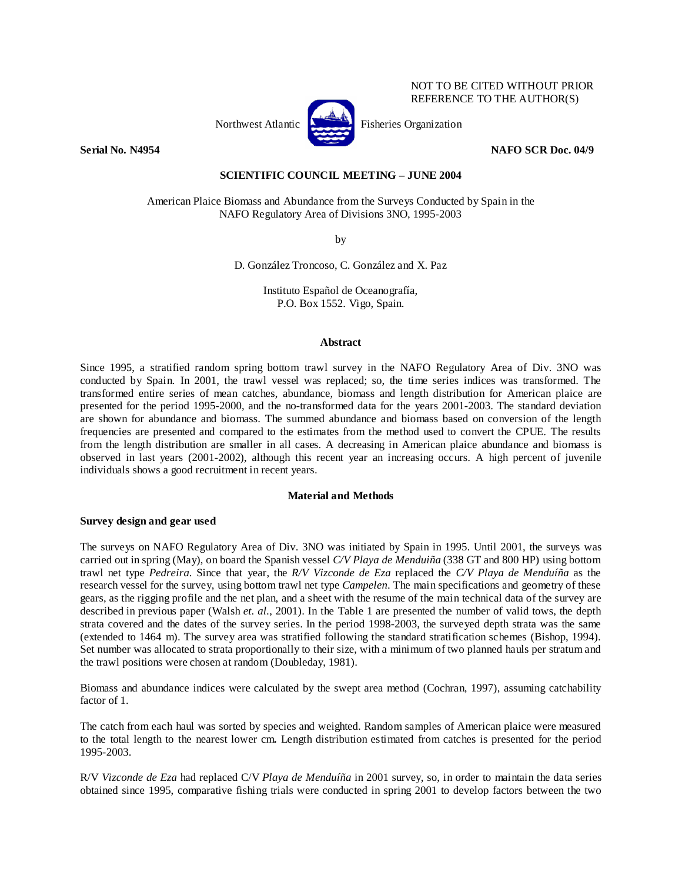NOT TO BE CITED WITHOUT PRIOR REFERENCE TO THE AUTHOR(S)

Northwest Atlantic Fisheries Organization

**Serial No. N4954** **NAFO SCR Doc. 04/9**

**SCIENTIFIC COUNCIL MEETING – JUNE 2004**

American Plaice Biomass and Abundance from the Surveys Conducted by Spain in the NAFO Regulatory Area of Divisions 3NO, 1995-2003

by

D. González Troncoso, C. González and X. Paz

Instituto Español de Oceanografía,
P.O. Box 1552. Vigo, Spain.

## Abstract

Since 1995, a stratified random spring bottom trawl survey in the NAFO Regulatory Area of Div. 3NO was conducted by Spain. In 2001, the trawl vessel was replaced; so, the time series indices was transformed. The transformed entire series of mean catches, abundance, biomass and length distribution for American plaice are presented for the period 1995-2000, and the no-transformed data for the years 2001-2003. The standard deviation are shown for abundance and biomass. The summed abundance and biomass based on conversion of the length frequencies are presented and compared to the estimates from the method used to convert the CPUE. The results from the length distribution are smaller in all cases. A decreasing in American plaice abundance and biomass is observed in last years (2001-2002), although this recent year an increasing occurs. A high percent of juvenile individuals shows a good recruitment in recent years.

## Material and Methods

### Survey design and gear used

The surveys on NAFO Regulatory Area of Div. 3NO was initiated by Spain in 1995. Until 2001, the surveys was carried out in spring (May), on board the Spanish vessel *C/V Playa de Menduiña* (338 GT and 800 HP) using bottom trawl net type *Pedreira*. Since that year, the *R/V Vizconde de Eza* replaced the *C/V Playa de Menduíña* as the research vessel for the survey, using bottom trawl net type *Campelen*. The main specifications and geometry of these gears, as the rigging profile and the net plan, and a sheet with the resume of the main technical data of the survey are described in previous paper (Walsh *et. al.*, 2001). In the Table 1 are presented the number of valid tows, the depth strata covered and the dates of the survey series. In the period 1998-2003, the surveyed depth strata was the same (extended to 1464 m). The survey area was stratified following the standard stratification schemes (Bishop, 1994). Set number was allocated to strata proportionally to their size, with a minimum of two planned hauls per stratum and the trawl positions were chosen at random (Doubleday, 1981).

Biomass and abundance indices were calculated by the swept area method (Cochran, 1997), assuming catchability factor of 1.

The catch from each haul was sorted by species and weighted. Random samples of American plaice were measured to the total length to the nearest lower cm**.** Length distribution estimated from catches is presented for the period 1995-2003.

R/V *Vizconde de Eza* had replaced C/V *Playa de Menduíña* in 2001 survey, so, in order to maintain the data series obtained since 1995, comparative fishing trials were conducted in spring 2001 to develop factors between the two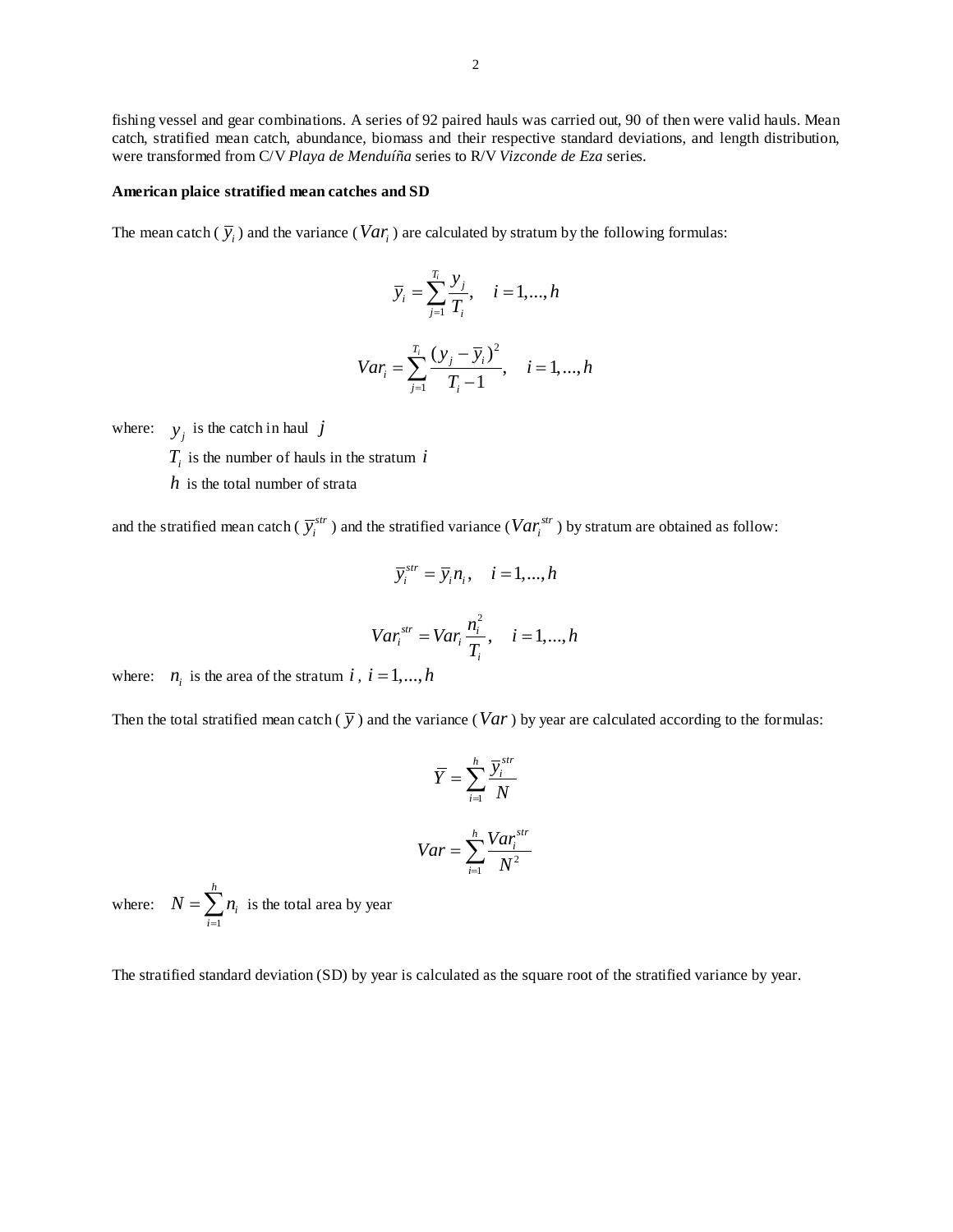fishing vessel and gear combinations. A series of 92 paired hauls was carried out, 90 of then were valid hauls. Mean catch, stratified mean catch, abundance, biomass and their respective standard deviations, and length distribution, were transformed from C/V *Playa de Menduíña* series to R/V *Vizconde de Eza* series.

**American plaice stratified mean catches and SD**

The mean catch ( $\bar{y}_i$ ) and the variance ( $Var_i$ ) are calculated by stratum by the following formulas:

$$\bar{y}_i = \sum_{j=1}^{T_i} \frac{y_j}{T_i}, \quad i = 1,...,h$$

$$Var_i = \sum_{j=1}^{T_i} \frac{(y_j - \bar{y}_i)^2}{T_i - 1}, \quad i = 1,...,h$$

where: $y_j$ is the catch in haul $j$

$T_i$ is the number of hauls in the stratum $i$

$h$ is the total number of strata

and the stratified mean catch ( $\bar{y}_i^{str}$ ) and the stratified variance ( $Var_i^{str}$ ) by stratum are obtained as follow:

$$\bar{y}_i^{str} = \bar{y}_i n_i, \quad i = 1,...,h$$

$$Var_i^{str} = Var_i \frac{n_i^2}{T_i}, \quad i = 1,...,h$$

where: $n_i$ is the area of the stratum $i$ , $i = 1,...,h$

Then the total stratified mean catch ( $\bar{y}$ ) and the variance ( $Var$ ) by year are calculated according to the formulas:

$$\bar{Y} = \sum_{i=1}^{h} \frac{\bar{y}_i^{str}}{N}$$

$$Var = \sum_{i=1}^{h} \frac{Var_i^{str}}{N^2}$$

where: $N = \sum_{i=1}^{h} n_i$ is the total area by year

The stratified standard deviation (SD) by year is calculated as the square root of the stratified variance by year.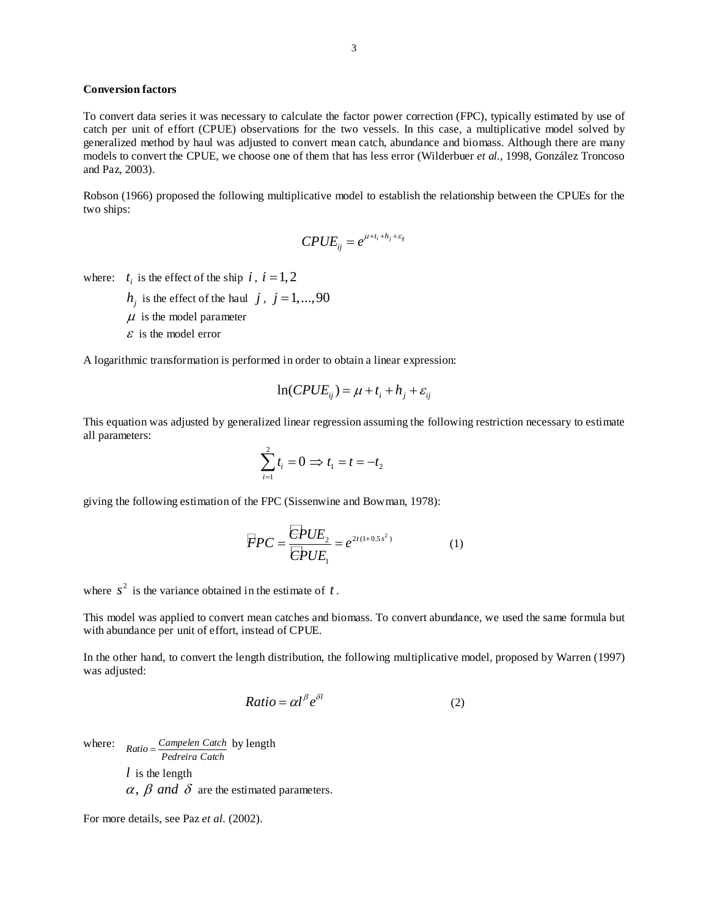**Conversion factors**

To convert data series it was necessary to calculate the factor power correction (FPC), typically estimated by use of catch per unit of effort (CPUE) observations for the two vessels. In this case, a multiplicative model solved by generalized method by haul was adjusted to convert mean catch, abundance and biomass. Although there are many models to convert the CPUE, we choose one of them that has less error (Wilderbuer *et al.*, 1998, González Troncoso and Paz, 2003).

Robson (1966) proposed the following multiplicative model to establish the relationship between the CPUEs for the two ships:

$$CPUE_{ij} = e^{\mu + t_i + h_j + \varepsilon_{ij}}$$

where: $t_i$ is the effect of the ship $i$, $i = 1, 2$

$h_j$ is the effect of the haul $j$, $j = 1, ..., 90$

$\mu$ is the model parameter

$\varepsilon$ is the model error

A logarithmic transformation is performed in order to obtain a linear expression:

$$\ln(CPUE_{ij}) = \mu + t_i + h_j + \varepsilon_{ij}$$

This equation was adjusted by generalized linear regression assuming the following restriction necessary to estimate all parameters:

$$\sum_{i=1}^{2} t_i = 0 \Rightarrow t_1 = t = -t_2$$

giving the following estimation of the FPC (Sissenwine and Bowman, 1978):

$$\hat{FPC} = \frac{\hat{CPUE}_2}{\hat{CPUE}_1} = e^{2t(1+0.5s^2)} \qquad (1)$$

where $s^2$ is the variance obtained in the estimate of $t$.

This model was applied to convert mean catches and biomass. To convert abundance, we used the same formula but with abundance per unit of effort, instead of CPUE.

In the other hand, to convert the length distribution, the following multiplicative model, proposed by Warren (1997) was adjusted:

$$Ratio = \alpha l^{\beta} e^{\delta l} \qquad (2)$$

where: $Ratio = \frac{Campelen\ Catch}{Pedreira\ Catch}$ by length

$l$ is the length

$\alpha,\ \beta\ and\ \delta$ are the estimated parameters.

For more details, see Paz *et al.* (2002).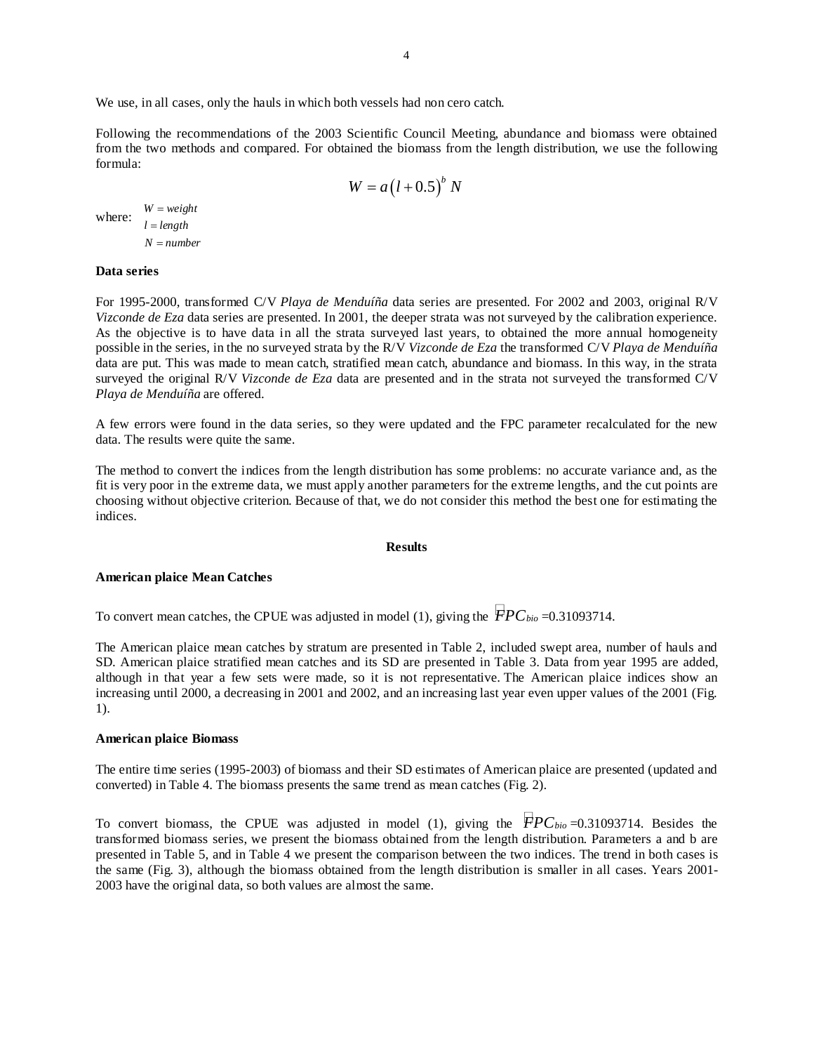We use, in all cases, only the hauls in which both vessels had non cero catch.

Following the recommendations of the 2003 Scientific Council Meeting, abundance and biomass were obtained from the two methods and compared. For obtained the biomass from the length distribution, we use the following formula:

$$W = a\left(l + 0.5\right)^b N$$

where: $W = weight$
$l = length$
$N = number$

**Data series**

For 1995-2000, transformed C/V *Playa de Menduíña* data series are presented. For 2002 and 2003, original R/V *Vizconde de Eza* data series are presented. In 2001, the deeper strata was not surveyed by the calibration experience. As the objective is to have data in all the strata surveyed last years, to obtained the more annual homogeneity possible in the series, in the no surveyed strata by the R/V *Vizconde de Eza* the transformed C/V *Playa de Menduíña* data are put. This was made to mean catch, stratified mean catch, abundance and biomass. In this way, in the strata surveyed the original R/V *Vizconde de Eza* data are presented and in the strata not surveyed the transformed C/V *Playa de Menduíña* are offered.

A few errors were found in the data series, so they were updated and the FPC parameter recalculated for the new data. The results were quite the same.

The method to convert the indices from the length distribution has some problems: no accurate variance and, as the fit is very poor in the extreme data, we must apply another parameters for the extreme lengths, and the cut points are choosing without objective criterion. Because of that, we do not consider this method the best one for estimating the indices.

**Results**

**American plaice Mean Catches**

To convert mean catches, the CPUE was adjusted in model (1), giving the $\hat{FPC}_{bio}$ =0.31093714.

The American plaice mean catches by stratum are presented in Table 2, included swept area, number of hauls and SD. American plaice stratified mean catches and its SD are presented in Table 3. Data from year 1995 are added, although in that year a few sets were made, so it is not representative. The American plaice indices show an increasing until 2000, a decreasing in 2001 and 2002, and an increasing last year even upper values of the 2001 (Fig. 1).

**American plaice Biomass**

The entire time series (1995-2003) of biomass and their SD estimates of American plaice are presented (updated and converted) in Table 4. The biomass presents the same trend as mean catches (Fig. 2).

To convert biomass, the CPUE was adjusted in model (1), giving the $\hat{FPC}_{bio}$ =0.31093714. Besides the transformed biomass series, we present the biomass obtained from the length distribution. Parameters a and b are presented in Table 5, and in Table 4 we present the comparison between the two indices. The trend in both cases is the same (Fig. 3), although the biomass obtained from the length distribution is smaller in all cases. Years 2001-2003 have the original data, so both values are almost the same.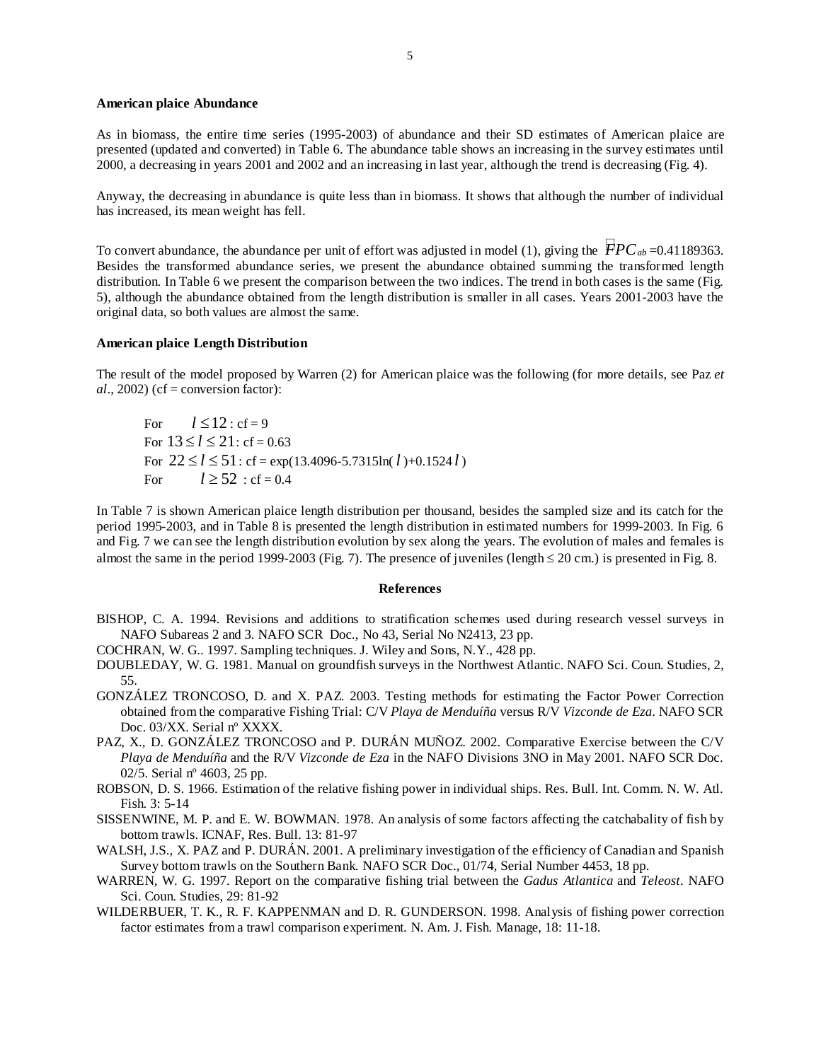**American plaice Abundance**

As in biomass, the entire time series (1995-2003) of abundance and their SD estimates of American plaice are presented (updated and converted) in Table 6. The abundance table shows an increasing in the survey estimates until 2000, a decreasing in years 2001 and 2002 and an increasing in last year, although the trend is decreasing (Fig. 4).

Anyway, the decreasing in abundance is quite less than in biomass. It shows that although the number of individual has increased, its mean weight has fell.

To convert abundance, the abundance per unit of effort was adjusted in model (1), giving the $\widehat{FPC}_{ab}$ =0.41189363. Besides the transformed abundance series, we present the abundance obtained summing the transformed length distribution. In Table 6 we present the comparison between the two indices. The trend in both cases is the same (Fig. 5), although the abundance obtained from the length distribution is smaller in all cases. Years 2001-2003 have the original data, so both values are almost the same.

**American plaice Length Distribution**

The result of the model proposed by Warren (2) for American plaice was the following (for more details, see Paz *et al*., 2002) (cf = conversion factor):

For $l \leq 12$ : cf = 9
For $13 \leq l \leq 21$: cf = 0.63
For $22 \leq l \leq 51$: cf = exp(13.4096-5.7315ln($l$)+0.1524$l$)
For $l \geq 52$ : cf = 0.4

In Table 7 is shown American plaice length distribution per thousand, besides the sampled size and its catch for the period 1995-2003, and in Table 8 is presented the length distribution in estimated numbers for 1999-2003. In Fig. 6 and Fig. 7 we can see the length distribution evolution by sex along the years. The evolution of males and females is almost the same in the period 1999-2003 (Fig. 7). The presence of juveniles (length ≤ 20 cm.) is presented in Fig. 8.

## References

BISHOP, C. A. 1994. Revisions and additions to stratification schemes used during research vessel surveys in NAFO Subareas 2 and 3. NAFO SCR Doc., No 43, Serial No N2413, 23 pp.

COCHRAN, W. G.. 1997. Sampling techniques. J. Wiley and Sons, N.Y., 428 pp.

DOUBLEDAY, W. G. 1981. Manual on groundfish surveys in the Northwest Atlantic. NAFO Sci. Coun. Studies, 2, 55.

GONZÁLEZ TRONCOSO, D. and X. PAZ. 2003. Testing methods for estimating the Factor Power Correction obtained from the comparative Fishing Trial: C/V *Playa de Menduíña* versus R/V *Vizconde de Eza*. NAFO SCR Doc. 03/XX. Serial nº XXXX.

PAZ, X., D. GONZÁLEZ TRONCOSO and P. DURÁN MUÑOZ. 2002. Comparative Exercise between the C/V *Playa de Menduíña* and the R/V *Vizconde de Eza* in the NAFO Divisions 3NO in May 2001. NAFO SCR Doc. 02/5. Serial nº 4603, 25 pp.

ROBSON, D. S. 1966. Estimation of the relative fishing power in individual ships. Res. Bull. Int. Comm. N. W. Atl. Fish. 3: 5-14

SISSENWINE, M. P. and E. W. BOWMAN. 1978. An analysis of some factors affecting the catchabality of fish by bottom trawls. ICNAF, Res. Bull. 13: 81-97

WALSH, J.S., X. PAZ and P. DURÁN. 2001. A preliminary investigation of the efficiency of Canadian and Spanish Survey bottom trawls on the Southern Bank. NAFO SCR Doc., 01/74, Serial Number 4453, 18 pp.

WARREN, W. G. 1997. Report on the comparative fishing trial between the *Gadus Atlantica* and *Teleost*. NAFO Sci. Coun. Studies, 29: 81-92

WILDERBUER, T. K., R. F. KAPPENMAN and D. R. GUNDERSON. 1998. Analysis of fishing power correction factor estimates from a trawl comparison experiment. N. Am. J. Fish. Manage, 18: 11-18.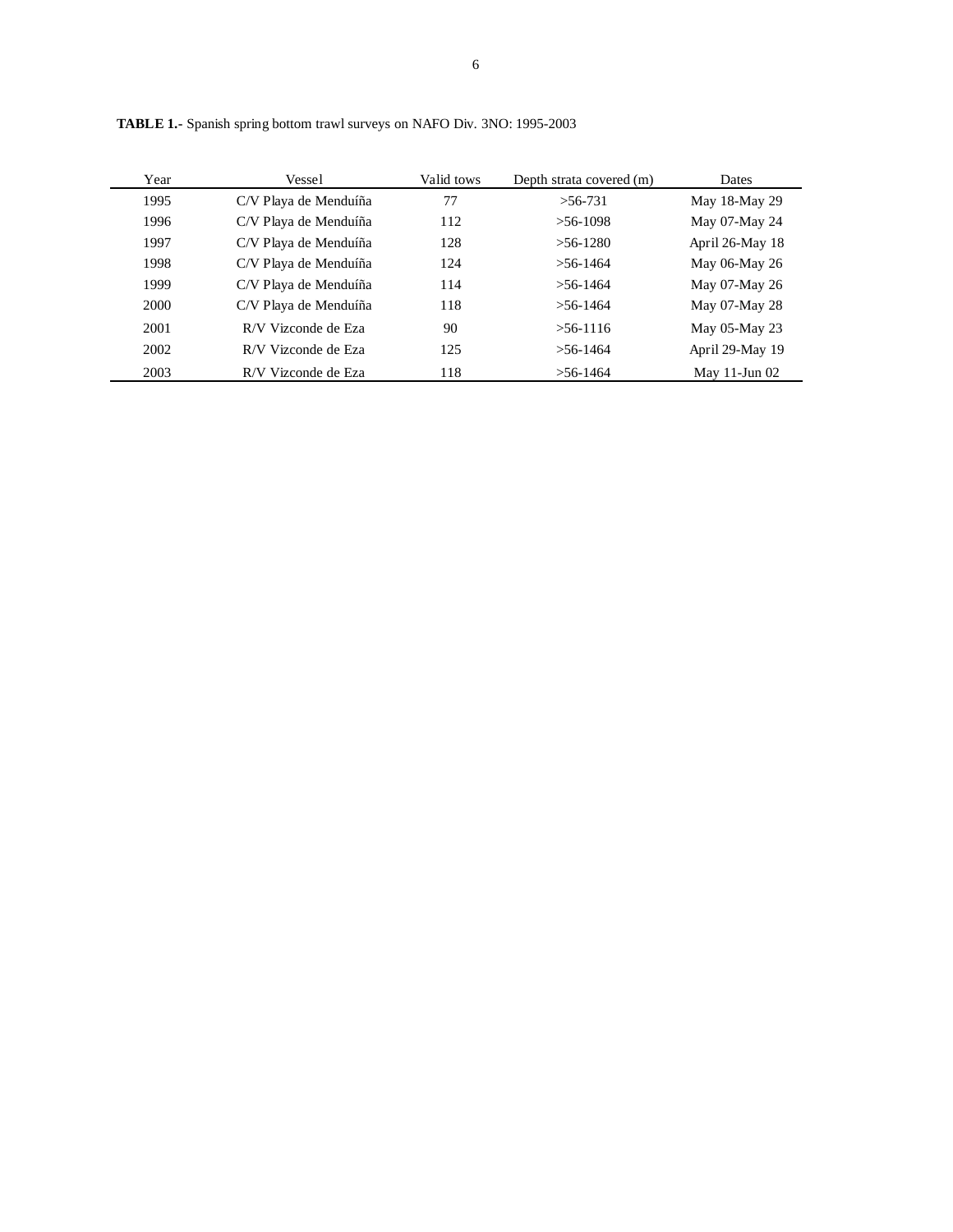**TABLE 1.-** Spanish spring bottom trawl surveys on NAFO Div. 3NO: 1995-2003

| Year | Vessel | Valid tows | Depth strata covered (m) | Dates |
|---|---|---|---|---|
| 1995 | C/V Playa de Menduíña | 77 | >56-731 | May 18-May 29 |
| 1996 | C/V Playa de Menduíña | 112 | >56-1098 | May 07-May 24 |
| 1997 | C/V Playa de Menduíña | 128 | >56-1280 | April 26-May 18 |
| 1998 | C/V Playa de Menduíña | 124 | >56-1464 | May 06-May 26 |
| 1999 | C/V Playa de Menduíña | 114 | >56-1464 | May 07-May 26 |
| 2000 | C/V Playa de Menduíña | 118 | >56-1464 | May 07-May 28 |
| 2001 | R/V Vizconde de Eza | 90 | >56-1116 | May 05-May 23 |
| 2002 | R/V Vizconde de Eza | 125 | >56-1464 | April 29-May 19 |
| 2003 | R/V Vizconde de Eza | 118 | >56-1464 | May 11-Jun 02 |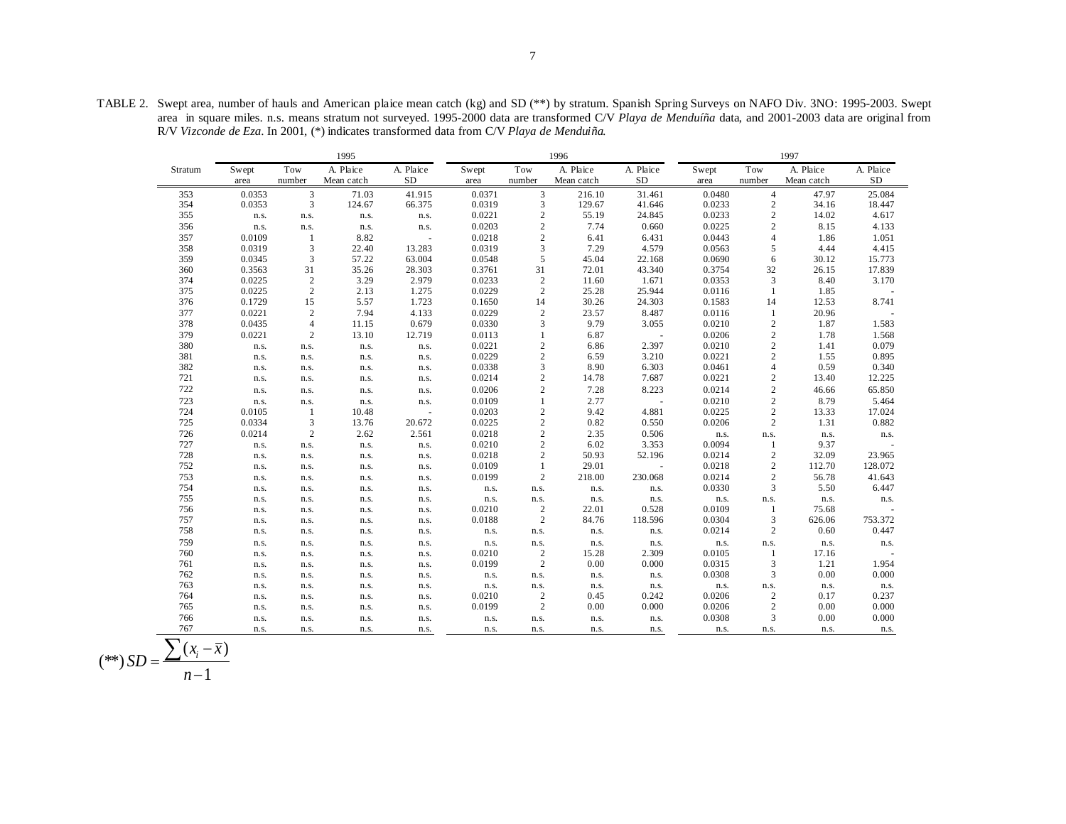TABLE 2. Swept area, number of hauls and American plaice mean catch (kg) and SD (**) by stratum. Spanish Spring Surveys on NAFO Div. 3NO: 1995-2003. Swept area in square miles. n.s. means stratum not surveyed. 1995-2000 data are transformed C/V *Playa de Menduíña* data, and 2001-2003 data are original from R/V *Vizconde de Eza*. In 2001, (*) indicates transformed data from C/V *Playa de Menduíña*.

| Stratum | 1995 | | | | 1996 | | | | 1997 | | | |
|---|---|---|---|---|---|---|---|---|---|---|---|---|
| | Swept area | Tow number | A. Plaice Mean catch | A. Plaice SD | Swept area | Tow number | A. Plaice Mean catch | A. Plaice SD | Swept area | Tow number | A. Plaice Mean catch | A. Plaice SD |
| 353 | 0.0353 | 3 | 71.03 | 41.915 | 0.0371 | 3 | 216.10 | 31.461 | 0.0480 | 4 | 47.97 | 25.084 |
| 354 | 0.0353 | 3 | 124.67 | 66.375 | 0.0319 | 3 | 129.67 | 41.646 | 0.0233 | 2 | 34.16 | 18.447 |
| 355 | n.s. | n.s. | n.s. | n.s. | 0.0221 | 2 | 55.19 | 24.845 | 0.0233 | 2 | 14.02 | 4.617 |
| 356 | n.s. | n.s. | n.s. | n.s. | 0.0203 | 2 | 7.74 | 0.660 | 0.0225 | 2 | 8.15 | 4.133 |
| 357 | 0.0109 | 1 | 8.82 | - | 0.0218 | 2 | 6.41 | 6.431 | 0.0443 | 4 | 1.86 | 1.051 |
| 358 | 0.0319 | 3 | 22.40 | 13.283 | 0.0319 | 3 | 7.29 | 4.579 | 0.0563 | 5 | 4.44 | 4.415 |
| 359 | 0.0345 | 3 | 57.22 | 63.004 | 0.0548 | 5 | 45.04 | 22.168 | 0.0690 | 6 | 30.12 | 15.773 |
| 360 | 0.3563 | 31 | 35.26 | 28.303 | 0.3761 | 31 | 72.01 | 43.340 | 0.3754 | 32 | 26.15 | 17.839 |
| 374 | 0.0225 | 2 | 3.29 | 2.979 | 0.0233 | 2 | 11.60 | 1.671 | 0.0353 | 3 | 8.40 | 3.170 |
| 375 | 0.0225 | 2 | 2.13 | 1.275 | 0.0229 | 2 | 25.28 | 25.944 | 0.0116 | 1 | 1.85 | - |
| 376 | 0.1729 | 15 | 5.57 | 1.723 | 0.1650 | 14 | 30.26 | 24.303 | 0.1583 | 14 | 12.53 | 8.741 |
| 377 | 0.0221 | 2 | 7.94 | 4.133 | 0.0229 | 2 | 23.57 | 8.487 | 0.0116 | 1 | 20.96 | - |
| 378 | 0.0435 | 4 | 11.15 | 0.679 | 0.0330 | 3 | 9.79 | 3.055 | 0.0210 | 2 | 1.87 | 1.583 |
| 379 | 0.0221 | 2 | 13.10 | 12.719 | 0.0113 | 1 | 6.87 | - | 0.0206 | 2 | 1.78 | 1.568 |
| 380 | n.s. | n.s. | n.s. | n.s. | 0.0221 | 2 | 6.86 | 2.397 | 0.0210 | 2 | 1.41 | 0.079 |
| 381 | n.s. | n.s. | n.s. | n.s. | 0.0229 | 2 | 6.59 | 3.210 | 0.0221 | 2 | 1.55 | 0.895 |
| 382 | n.s. | n.s. | n.s. | n.s. | 0.0338 | 3 | 8.90 | 6.303 | 0.0461 | 4 | 0.59 | 0.340 |
| 721 | n.s. | n.s. | n.s. | n.s. | 0.0214 | 2 | 14.78 | 7.687 | 0.0221 | 2 | 13.40 | 12.225 |
| 722 | n.s. | n.s. | n.s. | n.s. | 0.0206 | 2 | 7.28 | 8.223 | 0.0214 | 2 | 46.66 | 65.850 |
| 723 | n.s. | n.s. | n.s. | n.s. | 0.0109 | 1 | 2.77 | - | 0.0210 | 2 | 8.79 | 5.464 |
| 724 | 0.0105 | 1 | 10.48 | - | 0.0203 | 2 | 9.42 | 4.881 | 0.0225 | 2 | 13.33 | 17.024 |
| 725 | 0.0334 | 3 | 13.76 | 20.672 | 0.0225 | 2 | 0.82 | 0.550 | 0.0206 | 2 | 1.31 | 0.882 |
| 726 | 0.0214 | 2 | 2.62 | 2.561 | 0.0218 | 2 | 2.35 | 0.506 | n.s. | n.s. | n.s. | n.s. |
| 727 | n.s. | n.s. | n.s. | n.s. | 0.0210 | 2 | 6.02 | 3.353 | 0.0094 | 1 | 9.37 | - |
| 728 | n.s. | n.s. | n.s. | n.s. | 0.0218 | 2 | 50.93 | 52.196 | 0.0214 | 2 | 32.09 | 23.965 |
| 752 | n.s. | n.s. | n.s. | n.s. | 0.0109 | 1 | 29.01 | - | 0.0218 | 2 | 112.70 | 128.072 |
| 753 | n.s. | n.s. | n.s. | n.s. | 0.0199 | 2 | 218.00 | 230.068 | 0.0214 | 2 | 56.78 | 41.643 |
| 754 | n.s. | n.s. | n.s. | n.s. | n.s. | n.s. | n.s. | n.s. | 0.0330 | 3 | 5.50 | 6.447 |
| 755 | n.s. | n.s. | n.s. | n.s. | n.s. | n.s. | n.s. | n.s. | n.s. | n.s. | n.s. | n.s. |
| 756 | n.s. | n.s. | n.s. | n.s. | 0.0210 | 2 | 22.01 | 0.528 | 0.0109 | 1 | 75.68 | - |
| 757 | n.s. | n.s. | n.s. | n.s. | 0.0188 | 2 | 84.76 | 118.596 | 0.0304 | 3 | 626.06 | 753.372 |
| 758 | n.s. | n.s. | n.s. | n.s. | n.s. | n.s. | n.s. | n.s. | 0.0214 | 2 | 0.60 | 0.447 |
| 759 | n.s. | n.s. | n.s. | n.s. | n.s. | n.s. | n.s. | n.s. | n.s. | n.s. | n.s. | n.s. |
| 760 | n.s. | n.s. | n.s. | n.s. | 0.0210 | 2 | 15.28 | 2.309 | 0.0105 | 1 | 17.16 | - |
| 761 | n.s. | n.s. | n.s. | n.s. | 0.0199 | 2 | 0.00 | 0.000 | 0.0315 | 3 | 1.21 | 1.954 |
| 762 | n.s. | n.s. | n.s. | n.s. | n.s. | n.s. | n.s. | n.s. | 0.0308 | 3 | 0.00 | 0.000 |
| 763 | n.s. | n.s. | n.s. | n.s. | n.s. | n.s. | n.s. | n.s. | n.s. | n.s. | n.s. | n.s. |
| 764 | n.s. | n.s. | n.s. | n.s. | 0.0210 | 2 | 0.45 | 0.242 | 0.0206 | 2 | 0.17 | 0.237 |
| 765 | n.s. | n.s. | n.s. | n.s. | 0.0199 | 2 | 0.00 | 0.000 | 0.0206 | 2 | 0.00 | 0.000 |
| 766 | n.s. | n.s. | n.s. | n.s. | n.s. | n.s. | n.s. | n.s. | 0.0308 | 3 | 0.00 | 0.000 |
| 767 | n.s. | n.s. | n.s. | n.s. | n.s. | n.s. | n.s. | n.s. | n.s. | n.s. | n.s. | n.s. |

$$(**)\, SD = \frac{\sum (x_i - \bar{x})}{n-1}$$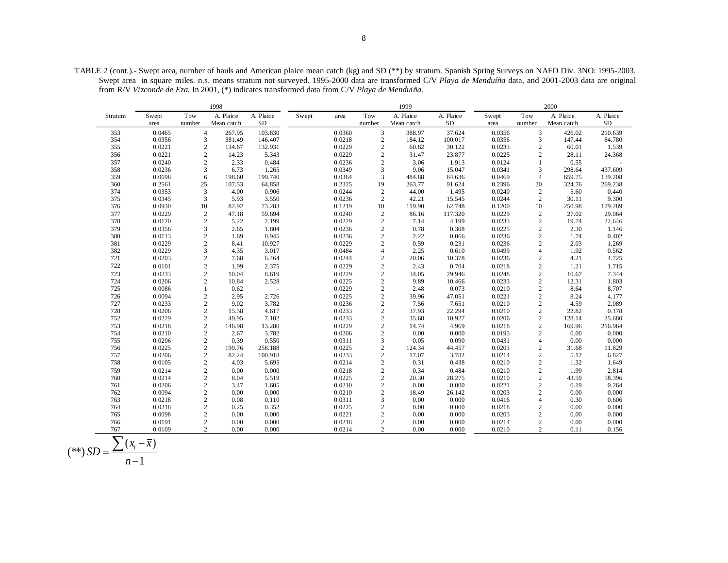TABLE 2 (cont.).- Swept area, number of hauls and American plaice mean catch (kg) and SD (**) by stratum. Spanish Spring Surveys on NAFO Div. 3NO: 1995-2003. Swept area in square miles. n.s. means stratum not surveyed. 1995-2000 data are transformed C/V *Playa de Menduíña* data, and 2001-2003 data are original from R/V *Vizconde de Eza*. In 2001, (*) indicates transformed data from C/V *Playa de Menduiña.*

| | 1998 | | | | 1999 | | | | 2000 | | | |
|---|---|---|---|---|---|---|---|---|---|---|---|---|
| Stratum | Swept area | Tow number | A. Plaice Mean catch | A. Plaice SD | Swept area | Tow number | A. Plaice Mean catch | A. Plaice SD | Swept area | Tow number | A. Plaice Mean catch | A. Plaice SD |
| 353 | 0.0465 | 4 | 267.95 | 103.830 | 0.0360 | 3 | 388.97 | 37.624 | 0.0356 | 3 | 426.02 | 210.639 |
| 354 | 0.0356 | 3 | 381.49 | 146.407 | 0.0218 | 2 | 184.12 | 100.017 | 0.0356 | 3 | 147.44 | 84.780 |
| 355 | 0.0221 | 2 | 134.67 | 132.931 | 0.0229 | 2 | 60.82 | 30.122 | 0.0233 | 2 | 60.01 | 1.539 |
| 356 | 0.0221 | 2 | 14.23 | 5.343 | 0.0229 | 2 | 31.47 | 23.877 | 0.0225 | 2 | 28.11 | 24.368 |
| 357 | 0.0240 | 2 | 2.33 | 0.484 | 0.0236 | 2 | 3.06 | 1.913 | 0.0124 | 1 | 0.55 | - |
| 358 | 0.0236 | 3 | 6.73 | 1.265 | 0.0349 | 3 | 9.06 | 15.047 | 0.0341 | 3 | 298.64 | 437.609 |
| 359 | 0.0698 | 6 | 198.60 | 199.740 | 0.0364 | 3 | 484.88 | 84.636 | 0.0469 | 4 | 659.75 | 139.208 |
| 360 | 0.2561 | 25 | 107.53 | 64.858 | 0.2325 | 19 | 263.77 | 91.624 | 0.2396 | 20 | 324.76 | 269.238 |
| 374 | 0.0353 | 3 | 4.00 | 0.906 | 0.0244 | 2 | 44.00 | 1.495 | 0.0240 | 2 | 5.60 | 0.440 |
| 375 | 0.0345 | 3 | 5.93 | 3.550 | 0.0236 | 2 | 42.21 | 15.545 | 0.0244 | 2 | 30.11 | 9.300 |
| 376 | 0.0930 | 10 | 82.92 | 73.283 | 0.1219 | 10 | 119.90 | 62.748 | 0.1200 | 10 | 250.98 | 179.289 |
| 377 | 0.0229 | 2 | 47.18 | 59.694 | 0.0240 | 2 | 86.16 | 117.320 | 0.0229 | 2 | 27.02 | 29.064 |
| 378 | 0.0120 | 2 | 5.22 | 2.199 | 0.0229 | 2 | 7.14 | 4.199 | 0.0233 | 2 | 19.74 | 22.646 |
| 379 | 0.0356 | 3 | 2.65 | 1.804 | 0.0236 | 2 | 0.78 | 0.308 | 0.0225 | 2 | 2.30 | 1.146 |
| 380 | 0.0113 | 2 | 1.69 | 0.945 | 0.0236 | 2 | 2.22 | 0.066 | 0.0236 | 2 | 1.74 | 0.402 |
| 381 | 0.0229 | 2 | 8.41 | 10.927 | 0.0229 | 2 | 0.59 | 0.231 | 0.0236 | 2 | 2.03 | 1.269 |
| 382 | 0.0229 | 3 | 4.35 | 3.017 | 0.0484 | 4 | 2.25 | 0.610 | 0.0499 | 4 | 1.92 | 0.562 |
| 721 | 0.0203 | 2 | 7.68 | 6.464 | 0.0244 | 2 | 20.06 | 10.378 | 0.0236 | 2 | 4.21 | 4.725 |
| 722 | 0.0101 | 2 | 1.99 | 2.375 | 0.0229 | 2 | 2.43 | 0.704 | 0.0218 | 2 | 1.21 | 1.715 |
| 723 | 0.0233 | 2 | 10.04 | 8.619 | 0.0229 | 2 | 34.05 | 29.946 | 0.0248 | 2 | 10.67 | 7.344 |
| 724 | 0.0206 | 2 | 10.84 | 2.528 | 0.0225 | 2 | 9.89 | 10.466 | 0.0233 | 2 | 12.31 | 1.803 |
| 725 | 0.0086 | 1 | 0.62 | - | 0.0229 | 2 | 2.48 | 0.073 | 0.0210 | 2 | 8.64 | 8.707 |
| 726 | 0.0094 | 2 | 2.95 | 2.726 | 0.0225 | 2 | 39.96 | 47.051 | 0.0221 | 2 | 8.24 | 4.177 |
| 727 | 0.0233 | 2 | 9.02 | 3.782 | 0.0236 | 2 | 7.56 | 7.651 | 0.0210 | 2 | 4.59 | 2.089 |
| 728 | 0.0206 | 2 | 15.58 | 4.617 | 0.0233 | 2 | 37.93 | 22.294 | 0.0210 | 2 | 22.82 | 0.178 |
| 752 | 0.0229 | 2 | 49.95 | 7.102 | 0.0233 | 2 | 35.68 | 10.927 | 0.0206 | 2 | 128.14 | 25.680 |
| 753 | 0.0218 | 2 | 146.98 | 13.280 | 0.0229 | 2 | 14.74 | 4.969 | 0.0218 | 2 | 169.96 | 216.964 |
| 754 | 0.0210 | 2 | 2.67 | 3.782 | 0.0206 | 2 | 0.00 | 0.000 | 0.0195 | 2 | 0.00 | 0.000 |
| 755 | 0.0206 | 2 | 0.39 | 0.550 | 0.0311 | 3 | 0.05 | 0.090 | 0.0431 | 4 | 0.00 | 0.000 |
| 756 | 0.0225 | 2 | 199.76 | 258.188 | 0.0225 | 2 | 124.34 | 44.457 | 0.0203 | 2 | 31.68 | 11.829 |
| 757 | 0.0206 | 2 | 82.24 | 100.918 | 0.0233 | 2 | 17.07 | 3.782 | 0.0214 | 2 | 5.12 | 6.827 |
| 758 | 0.0105 | 2 | 4.03 | 5.695 | 0.0214 | 2 | 0.31 | 0.438 | 0.0210 | 2 | 1.32 | 1.649 |
| 759 | 0.0214 | 2 | 0.00 | 0.000 | 0.0218 | 2 | 0.34 | 0.484 | 0.0210 | 2 | 1.99 | 2.814 |
| 760 | 0.0214 | 2 | 8.04 | 5.519 | 0.0225 | 2 | 20.30 | 28.275 | 0.0210 | 2 | 43.59 | 58.396 |
| 761 | 0.0206 | 2 | 3.47 | 1.605 | 0.0210 | 2 | 0.00 | 0.000 | 0.0221 | 2 | 0.19 | 0.264 |
| 762 | 0.0094 | 2 | 0.00 | 0.000 | 0.0210 | 2 | 18.49 | 26.142 | 0.0203 | 2 | 0.00 | 0.000 |
| 763 | 0.0218 | 2 | 0.08 | 0.110 | 0.0311 | 3 | 0.00 | 0.000 | 0.0416 | 4 | 0.30 | 0.606 |
| 764 | 0.0218 | 2 | 0.25 | 0.352 | 0.0225 | 2 | 0.00 | 0.000 | 0.0218 | 2 | 0.00 | 0.000 |
| 765 | 0.0098 | 2 | 0.00 | 0.000 | 0.0221 | 2 | 0.00 | 0.000 | 0.0203 | 2 | 0.00 | 0.000 |
| 766 | 0.0191 | 2 | 0.00 | 0.000 | 0.0218 | 2 | 0.00 | 0.000 | 0.0214 | 2 | 0.00 | 0.000 |
| 767 | 0.0109 | 2 | 0.00 | 0.000 | 0.0214 | 2 | 0.00 | 0.000 | 0.0210 | 2 | 0.11 | 0.156 |

$$(**)\ SD = \frac{\sum (x_i - \bar{x})}{n-1}$$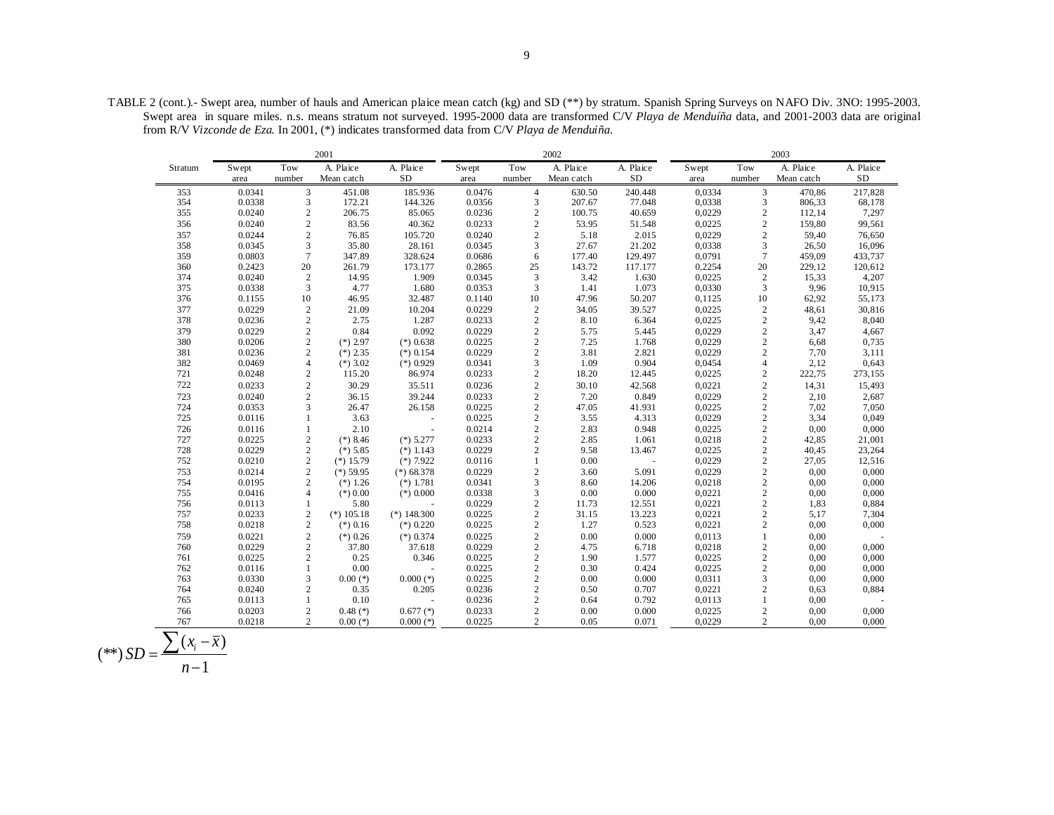TABLE 2 (cont.).- Swept area, number of hauls and American plaice mean catch (kg) and SD (**) by stratum. Spanish Spring Surveys on NAFO Div. 3NO: 1995-2003. Swept area in square miles. n.s. means stratum not surveyed. 1995-2000 data are transformed C/V *Playa de Menduíña* data, and 2001-2003 data are original from R/V *Vizconde de Eza*. In 2001, (*) indicates transformed data from C/V *Playa de Menduiña.*

| | 2001 | | | | 2002 | | | | 2003 | | | |
|---|---|---|---|---|---|---|---|---|---|---|---|---|
| Stratum | Swept area | Tow number | A. Plaice Mean catch | A. Plaice SD | Swept area | Tow number | A. Plaice Mean catch | A. Plaice SD | Swept area | Tow number | A. Plaice Mean catch | A. Plaice SD |
| 353 | 0.0341 | 3 | 451.08 | 185.936 | 0.0476 | 4 | 630.50 | 240.448 | 0,0334 | 3 | 470,86 | 217,828 |
| 354 | 0.0338 | 3 | 172.21 | 144.326 | 0.0356 | 3 | 207.67 | 77.048 | 0,0338 | 3 | 806,33 | 68,178 |
| 355 | 0.0240 | 2 | 206.75 | 85.065 | 0.0236 | 2 | 100.75 | 40.659 | 0,0229 | 2 | 112,14 | 7,297 |
| 356 | 0.0240 | 2 | 83.56 | 40.362 | 0.0233 | 2 | 53.95 | 51.548 | 0,0225 | 2 | 159,80 | 99,561 |
| 357 | 0.0244 | 2 | 76.85 | 105.720 | 0.0240 | 2 | 5.18 | 2.015 | 0,0229 | 2 | 59,40 | 76,650 |
| 358 | 0.0345 | 3 | 35.80 | 28.161 | 0.0345 | 3 | 27.67 | 21.202 | 0,0338 | 3 | 26,50 | 16,096 |
| 359 | 0.0803 | 7 | 347.89 | 328.624 | 0.0686 | 6 | 177.40 | 129.497 | 0,0791 | 7 | 459,09 | 433,737 |
| 360 | 0.2423 | 20 | 261.79 | 173.177 | 0.2865 | 25 | 143.72 | 117.177 | 0,2254 | 20 | 229,12 | 120,612 |
| 374 | 0.0240 | 2 | 14.95 | 1.909 | 0.0345 | 3 | 3.42 | 1.630 | 0,0225 | 2 | 15,33 | 4,207 |
| 375 | 0.0338 | 3 | 4.77 | 1.680 | 0.0353 | 3 | 1.41 | 1.073 | 0,0330 | 3 | 9,96 | 10,915 |
| 376 | 0.1155 | 10 | 46.95 | 32.487 | 0.1140 | 10 | 47.96 | 50.207 | 0,1125 | 10 | 62,92 | 55,173 |
| 377 | 0.0229 | 2 | 21.09 | 10.204 | 0.0229 | 2 | 34.05 | 39.527 | 0,0225 | 2 | 48,61 | 30,816 |
| 378 | 0.0236 | 2 | 2.75 | 1.287 | 0.0233 | 2 | 8.10 | 6.364 | 0,0225 | 2 | 9,42 | 8,040 |
| 379 | 0.0229 | 2 | 0.84 | 0.092 | 0.0229 | 2 | 5.75 | 5.445 | 0,0229 | 2 | 3,47 | 4,667 |
| 380 | 0.0206 | 2 | (*) 2.97 | (*) 0.638 | 0.0225 | 2 | 7.25 | 1.768 | 0,0229 | 2 | 6,68 | 0,735 |
| 381 | 0.0236 | 2 | (*) 2.35 | (*) 0.154 | 0.0229 | 2 | 3.81 | 2.821 | 0,0229 | 2 | 7,70 | 3,111 |
| 382 | 0.0469 | 4 | (*) 3.02 | (*) 0.929 | 0.0341 | 3 | 1.09 | 0.904 | 0,0454 | 4 | 2,12 | 0,643 |
| 721 | 0.0248 | 2 | 115.20 | 86.974 | 0.0233 | 2 | 18.20 | 12.445 | 0,0225 | 2 | 222,75 | 273,155 |
| 722 | 0.0233 | 2 | 30.29 | 35.511 | 0.0236 | 2 | 30.10 | 42.568 | 0,0221 | 2 | 14,31 | 15,493 |
| 723 | 0.0240 | 2 | 36.15 | 39.244 | 0.0233 | 2 | 7.20 | 0.849 | 0,0229 | 2 | 2,10 | 2,687 |
| 724 | 0.0353 | 3 | 26.47 | 26.158 | 0.0225 | 2 | 47.05 | 41.931 | 0,0225 | 2 | 7,02 | 7,050 |
| 725 | 0.0116 | 1 | 3.63 | - | 0.0225 | 2 | 3.55 | 4.313 | 0,0229 | 2 | 3,34 | 0,049 |
| 726 | 0.0116 | 1 | 2.10 | - | 0.0214 | 2 | 2.83 | 0.948 | 0,0225 | 2 | 0,00 | 0,000 |
| 727 | 0.0225 | 2 | (*) 8.46 | (*) 5.277 | 0.0233 | 2 | 2.85 | 1.061 | 0,0218 | 2 | 42,85 | 21,001 |
| 728 | 0.0229 | 2 | (*) 5.85 | (*) 1.143 | 0.0229 | 2 | 9.58 | 13.467 | 0,0225 | 2 | 40,45 | 23,264 |
| 752 | 0.0210 | 2 | (*) 15.79 | (*) 7.922 | 0.0116 | 1 | 0.00 | - | 0,0229 | 2 | 27,05 | 12,516 |
| 753 | 0.0214 | 2 | (*) 59.95 | (*) 68.378 | 0.0229 | 2 | 3.60 | 5.091 | 0,0229 | 2 | 0,00 | 0,000 |
| 754 | 0.0195 | 2 | (*) 1.26 | (*) 1.781 | 0.0341 | 3 | 8.60 | 14.206 | 0,0218 | 2 | 0,00 | 0,000 |
| 755 | 0.0416 | 4 | (*) 0.00 | (*) 0.000 | 0.0338 | 3 | 0.00 | 0.000 | 0,0221 | 2 | 0,00 | 0,000 |
| 756 | 0.0113 | 1 | 5.80 | - | 0.0229 | 2 | 11.73 | 12.551 | 0,0221 | 2 | 1,83 | 0,884 |
| 757 | 0.0233 | 2 | (*) 105.18 | (*) 148.300 | 0.0225 | 2 | 31.15 | 13.223 | 0,0221 | 2 | 5,17 | 7,304 |
| 758 | 0.0218 | 2 | (*) 0.16 | (*) 0.220 | 0.0225 | 2 | 1.27 | 0.523 | 0,0221 | 2 | 0,00 | 0,000 |
| 759 | 0.0221 | 2 | (*) 0.26 | (*) 0.374 | 0.0225 | 2 | 0.00 | 0.000 | 0,0113 | 1 | 0,00 | - |
| 760 | 0.0229 | 2 | 37.80 | 37.618 | 0.0229 | 2 | 4.75 | 6.718 | 0,0218 | 2 | 0,00 | 0,000 |
| 761 | 0.0225 | 2 | 0.25 | 0.346 | 0.0225 | 2 | 1.90 | 1.577 | 0,0225 | 2 | 0,00 | 0,000 |
| 762 | 0.0116 | 1 | 0.00 | - | 0.0225 | 2 | 0.30 | 0.424 | 0,0225 | 2 | 0,00 | 0,000 |
| 763 | 0.0330 | 3 | 0.00 (*) | 0.000 (*) | 0.0225 | 2 | 0.00 | 0.000 | 0,0311 | 3 | 0,00 | 0,000 |
| 764 | 0.0240 | 2 | 0.35 | 0.205 | 0.0236 | 2 | 0.50 | 0.707 | 0,0221 | 2 | 0,63 | 0,884 |
| 765 | 0.0113 | 1 | 0.10 | - | 0.0236 | 2 | 0.64 | 0.792 | 0,0113 | 1 | 0,00 | - |
| 766 | 0.0203 | 2 | 0.48 (*) | 0.677 (*) | 0.0233 | 2 | 0.00 | 0.000 | 0,0225 | 2 | 0,00 | 0,000 |
| 767 | 0.0218 | 2 | 0.00 (*) | 0.000 (*) | 0.0225 | 2 | 0.05 | 0.071 | 0,0229 | 2 | 0,00 | 0,000 |

$$(**)\ SD = \frac{\sum (x_i - \bar{x})}{n-1}$$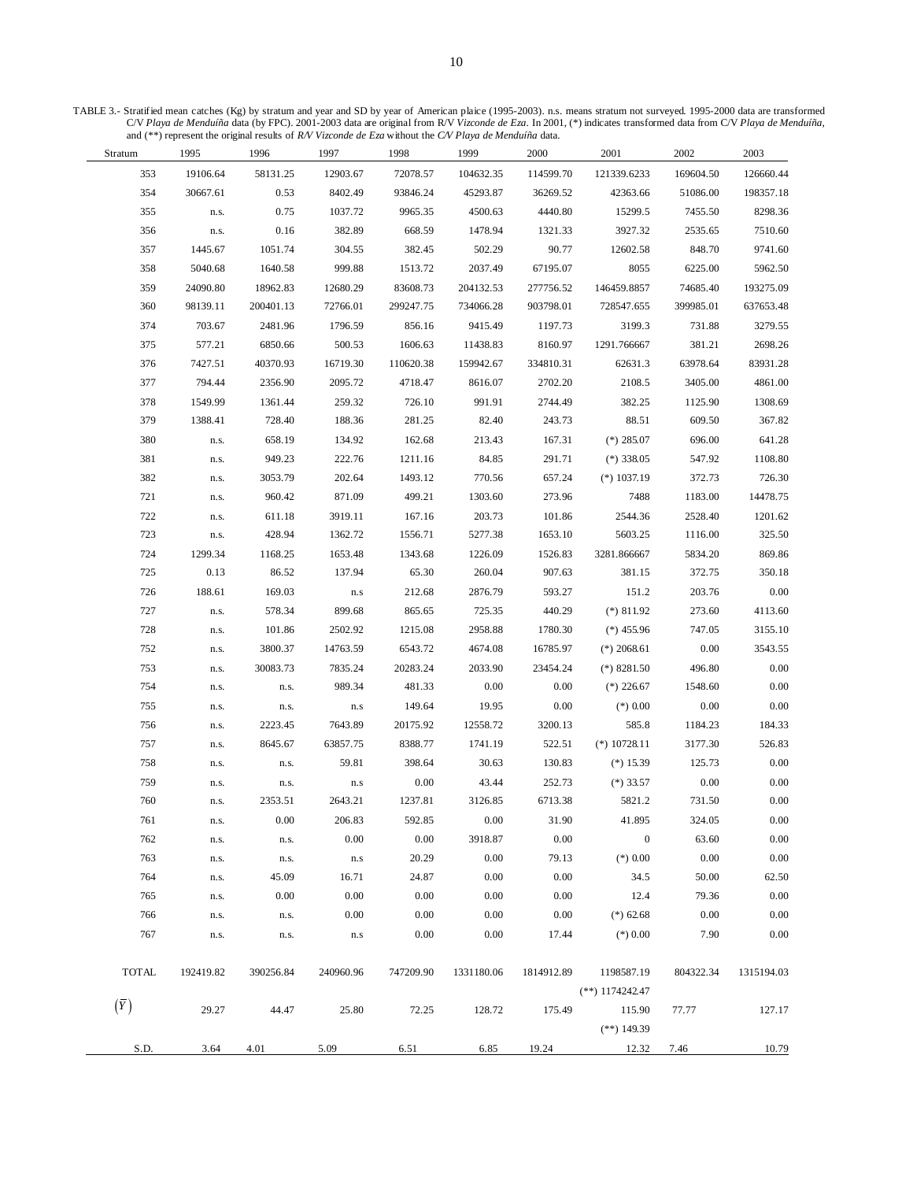TABLE 3.- Stratified mean catches (Kg) by stratum and year and SD by year of American plaice (1995-2003). n.s. means stratum not surveyed. 1995-2000 data are transformed C/V *Playa de Menduíña* data (by FPC). 2001-2003 data are original from R/V *Vizconde de Eza*. In 2001, (*) indicates transformed data from C/V *Playa de Menduíña*, and (**) represent the original results of *R/V Vizconde de Eza* without the *C/V Playa de Menduíña* data.

| Stratum | 1995 | 1996 | 1997 | 1998 | 1999 | 2000 | 2001 | 2002 | 2003 |
|---|---|---|---|---|---|---|---|---|---|
| 353 | 19106.64 | 58131.25 | 12903.67 | 72078.57 | 104632.35 | 114599.70 | 121339.6233 | 169604.50 | 126660.44 |
| 354 | 30667.61 | 0.53 | 8402.49 | 93846.24 | 45293.87 | 36269.52 | 42363.66 | 51086.00 | 198357.18 |
| 355 | n.s. | 0.75 | 1037.72 | 9965.35 | 4500.63 | 4440.80 | 15299.5 | 7455.50 | 8298.36 |
| 356 | n.s. | 0.16 | 382.89 | 668.59 | 1478.94 | 1321.33 | 3927.32 | 2535.65 | 7510.60 |
| 357 | 1445.67 | 1051.74 | 304.55 | 382.45 | 502.29 | 90.77 | 12602.58 | 848.70 | 9741.60 |
| 358 | 5040.68 | 1640.58 | 999.88 | 1513.72 | 2037.49 | 67195.07 | 8055 | 6225.00 | 5962.50 |
| 359 | 24090.80 | 18962.83 | 12680.29 | 83608.73 | 204132.53 | 277756.52 | 146459.8857 | 74685.40 | 193275.09 |
| 360 | 98139.11 | 200401.13 | 72766.01 | 299247.75 | 734066.28 | 903798.01 | 728547.655 | 399985.01 | 637653.48 |
| 374 | 703.67 | 2481.96 | 1796.59 | 856.16 | 9415.49 | 1197.73 | 3199.3 | 731.88 | 3279.55 |
| 375 | 577.21 | 6850.66 | 500.53 | 1606.63 | 11438.83 | 8160.97 | 1291.766667 | 381.21 | 2698.26 |
| 376 | 7427.51 | 40370.93 | 16719.30 | 110620.38 | 159942.67 | 334810.31 | 62631.3 | 63978.64 | 83931.28 |
| 377 | 794.44 | 2356.90 | 2095.72 | 4718.47 | 8616.07 | 2702.20 | 2108.5 | 3405.00 | 4861.00 |
| 378 | 1549.99 | 1361.44 | 259.32 | 726.10 | 991.91 | 2744.49 | 382.25 | 1125.90 | 1308.69 |
| 379 | 1388.41 | 728.40 | 188.36 | 281.25 | 82.40 | 243.73 | 88.51 | 609.50 | 367.82 |
| 380 | n.s. | 658.19 | 134.92 | 162.68 | 213.43 | 167.31 | (*) 285.07 | 696.00 | 641.28 |
| 381 | n.s. | 949.23 | 222.76 | 1211.16 | 84.85 | 291.71 | (*) 338.05 | 547.92 | 1108.80 |
| 382 | n.s. | 3053.79 | 202.64 | 1493.12 | 770.56 | 657.24 | (*) 1037.19 | 372.73 | 726.30 |
| 721 | n.s. | 960.42 | 871.09 | 499.21 | 1303.60 | 273.96 | 7488 | 1183.00 | 14478.75 |
| 722 | n.s. | 611.18 | 3919.11 | 167.16 | 203.73 | 101.86 | 2544.36 | 2528.40 | 1201.62 |
| 723 | n.s. | 428.94 | 1362.72 | 1556.71 | 5277.38 | 1653.10 | 5603.25 | 1116.00 | 325.50 |
| 724 | 1299.34 | 1168.25 | 1653.48 | 1343.68 | 1226.09 | 1526.83 | 3281.866667 | 5834.20 | 869.86 |
| 725 | 0.13 | 86.52 | 137.94 | 65.30 | 260.04 | 907.63 | 381.15 | 372.75 | 350.18 |
| 726 | 188.61 | 169.03 | n.s | 212.68 | 2876.79 | 593.27 | 151.2 | 203.76 | 0.00 |
| 727 | n.s. | 578.34 | 899.68 | 865.65 | 725.35 | 440.29 | (*) 811.92 | 273.60 | 4113.60 |
| 728 | n.s. | 101.86 | 2502.92 | 1215.08 | 2958.88 | 1780.30 | (*) 455.96 | 747.05 | 3155.10 |
| 752 | n.s. | 3800.37 | 14763.59 | 6543.72 | 4674.08 | 16785.97 | (*) 2068.61 | 0.00 | 3543.55 |
| 753 | n.s. | 30083.73 | 7835.24 | 20283.24 | 2033.90 | 23454.24 | (*) 8281.50 | 496.80 | 0.00 |
| 754 | n.s. | n.s. | 989.34 | 481.33 | 0.00 | 0.00 | (*) 226.67 | 1548.60 | 0.00 |
| 755 | n.s. | n.s. | n.s | 149.64 | 19.95 | 0.00 | (*) 0.00 | 0.00 | 0.00 |
| 756 | n.s. | 2223.45 | 7643.89 | 20175.92 | 12558.72 | 3200.13 | 585.8 | 1184.23 | 184.33 |
| 757 | n.s. | 8645.67 | 63857.75 | 8388.77 | 1741.19 | 522.51 | (*) 10728.11 | 3177.30 | 526.83 |
| 758 | n.s. | n.s. | 59.81 | 398.64 | 30.63 | 130.83 | (*) 15.39 | 125.73 | 0.00 |
| 759 | n.s. | n.s. | n.s | 0.00 | 43.44 | 252.73 | (*) 33.57 | 0.00 | 0.00 |
| 760 | n.s. | 2353.51 | 2643.21 | 1237.81 | 3126.85 | 6713.38 | 5821.2 | 731.50 | 0.00 |
| 761 | n.s. | 0.00 | 206.83 | 592.85 | 0.00 | 31.90 | 41.895 | 324.05 | 0.00 |
| 762 | n.s. | n.s. | 0.00 | 0.00 | 3918.87 | 0.00 | 0 | 63.60 | 0.00 |
| 763 | n.s. | n.s. | n.s | 20.29 | 0.00 | 79.13 | (*) 0.00 | 0.00 | 0.00 |
| 764 | n.s. | 45.09 | 16.71 | 24.87 | 0.00 | 0.00 | 34.5 | 50.00 | 62.50 |
| 765 | n.s. | 0.00 | 0.00 | 0.00 | 0.00 | 0.00 | 12.4 | 79.36 | 0.00 |
| 766 | n.s. | n.s. | 0.00 | 0.00 | 0.00 | 0.00 | (*) 62.68 | 0.00 | 0.00 |
| 767 | n.s. | n.s. | n.s | 0.00 | 0.00 | 17.44 | (*) 0.00 | 7.90 | 0.00 |
| TOTAL | 192419.82 | 390256.84 | 240960.96 | 747209.90 | 1331180.06 | 1814912.89 | 1198587.19<br>(**) 1174242.47 | 804322.34 | 1315194.03 |
| $(\overline{Y})$ | 29.27 | 44.47 | 25.80 | 72.25 | 128.72 | 175.49 | 115.90<br>(**) 149.39 | 77.77 | 127.17 |
| S.D. | 3.64 | 4.01 | 5.09 | 6.51 | 6.85 | 19.24 | 12.32 | 7.46 | 10.79 |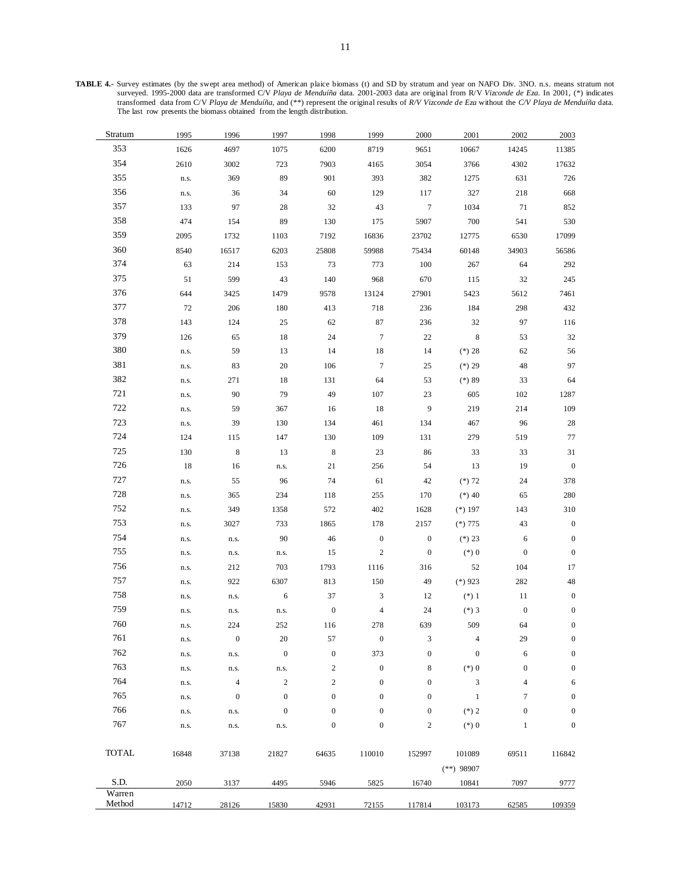**TABLE 4.-** Survey estimates (by the swept area method) of American plaice biomass (t) and SD by stratum and year on NAFO Div. 3NO. n.s. means stratum not surveyed. 1995-2000 data are transformed C/V *Playa de Menduíña* data. 2001-2003 data are original from R/V *Vizconde de Eza*. In 2001, (*) indicates transformed data from C/V *Playa de Menduíña*, and (**) represent the original results of *R/V Vizconde de Eza* without the *C/V Playa de Menduíña* data. The last row presents the biomass obtained from the length distribution.

| Stratum | 1995 | 1996 | 1997 | 1998 | 1999 | 2000 | 2001 | 2002 | 2003 |
|---|---|---|---|---|---|---|---|---|---|
| 353 | 1626 | 4697 | 1075 | 6200 | 8719 | 9651 | 10667 | 14245 | 11385 |
| 354 | 2610 | 3002 | 723 | 7903 | 4165 | 3054 | 3766 | 4302 | 17632 |
| 355 | n.s. | 369 | 89 | 901 | 393 | 382 | 1275 | 631 | 726 |
| 356 | n.s. | 36 | 34 | 60 | 129 | 117 | 327 | 218 | 668 |
| 357 | 133 | 97 | 28 | 32 | 43 | 7 | 1034 | 71 | 852 |
| 358 | 474 | 154 | 89 | 130 | 175 | 5907 | 700 | 541 | 530 |
| 359 | 2095 | 1732 | 1103 | 7192 | 16836 | 23702 | 12775 | 6530 | 17099 |
| 360 | 8540 | 16517 | 6203 | 25808 | 59988 | 75434 | 60148 | 34903 | 56586 |
| 374 | 63 | 214 | 153 | 73 | 773 | 100 | 267 | 64 | 292 |
| 375 | 51 | 599 | 43 | 140 | 968 | 670 | 115 | 32 | 245 |
| 376 | 644 | 3425 | 1479 | 9578 | 13124 | 27901 | 5423 | 5612 | 7461 |
| 377 | 72 | 206 | 180 | 413 | 718 | 236 | 184 | 298 | 432 |
| 378 | 143 | 124 | 25 | 62 | 87 | 236 | 32 | 97 | 116 |
| 379 | 126 | 65 | 18 | 24 | 7 | 22 | 8 | 53 | 32 |
| 380 | n.s. | 59 | 13 | 14 | 18 | 14 | (*) 28 | 62 | 56 |
| 381 | n.s. | 83 | 20 | 106 | 7 | 25 | (*) 29 | 48 | 97 |
| 382 | n.s. | 271 | 18 | 131 | 64 | 53 | (*) 89 | 33 | 64 |
| 721 | n.s. | 90 | 79 | 49 | 107 | 23 | 605 | 102 | 1287 |
| 722 | n.s. | 59 | 367 | 16 | 18 | 9 | 219 | 214 | 109 |
| 723 | n.s. | 39 | 130 | 134 | 461 | 134 | 467 | 96 | 28 |
| 724 | 124 | 115 | 147 | 130 | 109 | 131 | 279 | 519 | 77 |
| 725 | 130 | 8 | 13 | 8 | 23 | 86 | 33 | 33 | 31 |
| 726 | 18 | 16 | n.s. | 21 | 256 | 54 | 13 | 19 | 0 |
| 727 | n.s. | 55 | 96 | 74 | 61 | 42 | (*) 72 | 24 | 378 |
| 728 | n.s. | 365 | 234 | 118 | 255 | 170 | (*) 40 | 65 | 280 |
| 752 | n.s. | 349 | 1358 | 572 | 402 | 1628 | (*) 197 | 143 | 310 |
| 753 | n.s. | 3027 | 733 | 1865 | 178 | 2157 | (*) 775 | 43 | 0 |
| 754 | n.s. | n.s. | 90 | 46 | 0 | 0 | (*) 23 | 6 | 0 |
| 755 | n.s. | n.s. | n.s. | 15 | 2 | 0 | (*) 0 | 0 | 0 |
| 756 | n.s. | 212 | 703 | 1793 | 1116 | 316 | 52 | 104 | 17 |
| 757 | n.s. | 922 | 6307 | 813 | 150 | 49 | (*) 923 | 282 | 48 |
| 758 | n.s. | n.s. | 6 | 37 | 3 | 12 | (*) 1 | 11 | 0 |
| 759 | n.s. | n.s. | n.s. | 0 | 4 | 24 | (*) 3 | 0 | 0 |
| 760 | n.s. | 224 | 252 | 116 | 278 | 639 | 509 | 64 | 0 |
| 761 | n.s. | 0 | 20 | 57 | 0 | 3 | 4 | 29 | 0 |
| 762 | n.s. | n.s. | 0 | 0 | 373 | 0 | 0 | 6 | 0 |
| 763 | n.s. | n.s. | n.s. | 2 | 0 | 8 | (*) 0 | 0 | 0 |
| 764 | n.s. | 4 | 2 | 2 | 0 | 0 | 3 | 4 | 6 |
| 765 | n.s. | 0 | 0 | 0 | 0 | 0 | 1 | 7 | 0 |
| 766 | n.s. | n.s. | 0 | 0 | 0 | 0 | (*) 2 | 0 | 0 |
| 767 | n.s. | n.s. | n.s. | 0 | 0 | 2 | (*) 0 | 1 | 0 |
| TOTAL | 16848 | 37138 | 21827 | 64635 | 110010 | 152997 | 101089 | 69511 | 116842 |
| | | | | | | | (**) 98907 | | |
| S.D. | 2050 | 3137 | 4495 | 5946 | 5825 | 16740 | 10841 | 7097 | 9777 |
| Warren Method | 14712 | 28126 | 15830 | 42931 | 72155 | 117814 | 103173 | 62585 | 109359 |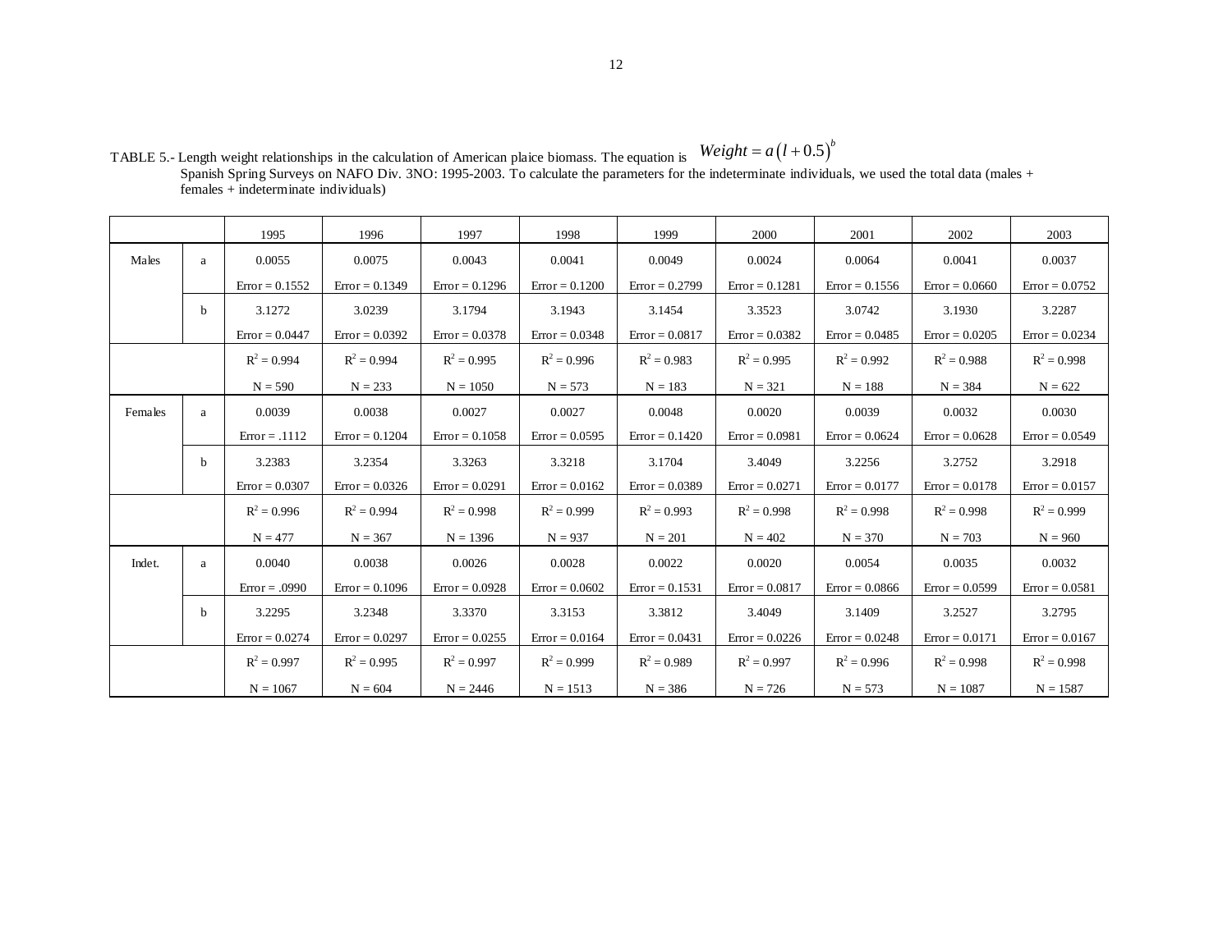TABLE 5.- Length weight relationships in the calculation of American plaice biomass. The equation is $Weight = a\left(l + 0.5\right)^b$
Spanish Spring Surveys on NAFO Div. 3NO: 1995-2003. To calculate the parameters for the indeterminate individuals, we used the total data (males + females + indeterminate individuals)

| | | 1995 | 1996 | 1997 | 1998 | 1999 | 2000 | 2001 | 2002 | 2003 |
|---|---|---|---|---|---|---|---|---|---|---|
| Males | a | 0.0055 | 0.0075 | 0.0043 | 0.0041 | 0.0049 | 0.0024 | 0.0064 | 0.0041 | 0.0037 |
| | | Error = 0.1552 | Error = 0.1349 | Error = 0.1296 | Error = 0.1200 | Error = 0.2799 | Error = 0.1281 | Error = 0.1556 | Error = 0.0660 | Error = 0.0752 |
| | b | 3.1272 | 3.0239 | 3.1794 | 3.1943 | 3.1454 | 3.3523 | 3.0742 | 3.1930 | 3.2287 |
| | | Error = 0.0447 | Error = 0.0392 | Error = 0.0378 | Error = 0.0348 | Error = 0.0817 | Error = 0.0382 | Error = 0.0485 | Error = 0.0205 | Error = 0.0234 |
| | | $R^2 = 0.994$ | $R^2 = 0.994$ | $R^2 = 0.995$ | $R^2 = 0.996$ | $R^2 = 0.983$ | $R^2 = 0.995$ | $R^2 = 0.992$ | $R^2 = 0.988$ | $R^2 = 0.998$ |
| | | N = 590 | N = 233 | N = 1050 | N = 573 | N = 183 | N = 321 | N = 188 | N = 384 | N = 622 |
| Females | a | 0.0039 | 0.0038 | 0.0027 | 0.0027 | 0.0048 | 0.0020 | 0.0039 | 0.0032 | 0.0030 |
| | | Error = .1112 | Error = 0.1204 | Error = 0.1058 | Error = 0.0595 | Error = 0.1420 | Error = 0.0981 | Error = 0.0624 | Error = 0.0628 | Error = 0.0549 |
| | b | 3.2383 | 3.2354 | 3.3263 | 3.3218 | 3.1704 | 3.4049 | 3.2256 | 3.2752 | 3.2918 |
| | | Error = 0.0307 | Error = 0.0326 | Error = 0.0291 | Error = 0.0162 | Error = 0.0389 | Error = 0.0271 | Error = 0.0177 | Error = 0.0178 | Error = 0.0157 |
| | | $R^2 = 0.996$ | $R^2 = 0.994$ | $R^2 = 0.998$ | $R^2 = 0.999$ | $R^2 = 0.993$ | $R^2 = 0.998$ | $R^2 = 0.998$ | $R^2 = 0.998$ | $R^2 = 0.999$ |
| | | N = 477 | N = 367 | N = 1396 | N = 937 | N = 201 | N = 402 | N = 370 | N = 703 | N = 960 |
| Indet. | a | 0.0040 | 0.0038 | 0.0026 | 0.0028 | 0.0022 | 0.0020 | 0.0054 | 0.0035 | 0.0032 |
| | | Error = .0990 | Error = 0.1096 | Error = 0.0928 | Error = 0.0602 | Error = 0.1531 | Error = 0.0817 | Error = 0.0866 | Error = 0.0599 | Error = 0.0581 |
| | b | 3.2295 | 3.2348 | 3.3370 | 3.3153 | 3.3812 | 3.4049 | 3.1409 | 3.2527 | 3.2795 |
| | | Error = 0.0274 | Error = 0.0297 | Error = 0.0255 | Error = 0.0164 | Error = 0.0431 | Error = 0.0226 | Error = 0.0248 | Error = 0.0171 | Error = 0.0167 |
| | | $R^2 = 0.997$ | $R^2 = 0.995$ | $R^2 = 0.997$ | $R^2 = 0.999$ | $R^2 = 0.989$ | $R^2 = 0.997$ | $R^2 = 0.996$ | $R^2 = 0.998$ | $R^2 = 0.998$ |
| | | N = 1067 | N = 604 | N = 2446 | N = 1513 | N = 386 | N = 726 | N = 573 | N = 1087 | N = 1587 |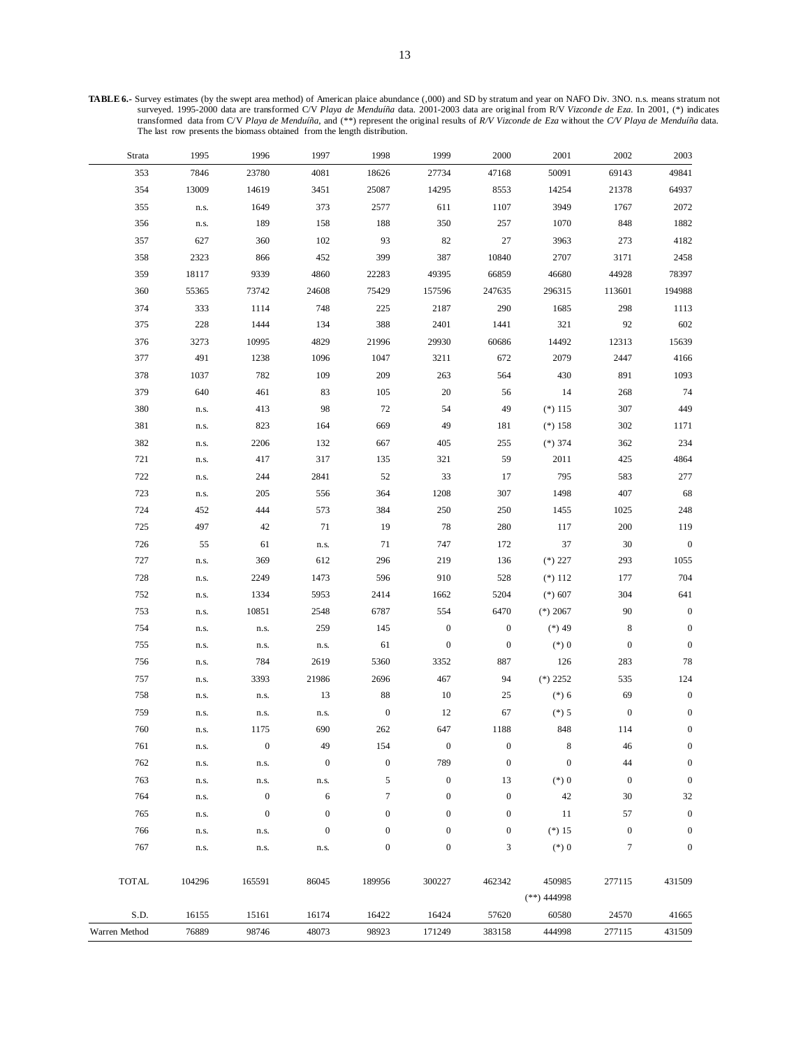**TABLE 6.-** Survey estimates (by the swept area method) of American plaice abundance (,000) and SD by stratum and year on NAFO Div. 3NO. n.s. means stratum not surveyed. 1995-2000 data are transformed C/V *Playa de Menduíña* data. 2001-2003 data are original from R/V *Vizconde de Eza*. In 2001, (*) indicates transformed data from C/V *Playa de Menduíña*, and (**) represent the original results of *R/V Vizconde de Eza* without the *C/V Playa de Menduíña* data. The last row presents the biomass obtained from the length distribution.

| Strata | 1995 | 1996 | 1997 | 1998 | 1999 | 2000 | 2001 | 2002 | 2003 |
|---|---|---|---|---|---|---|---|---|---|
| 353 | 7846 | 23780 | 4081 | 18626 | 27734 | 47168 | 50091 | 69143 | 49841 |
| 354 | 13009 | 14619 | 3451 | 25087 | 14295 | 8553 | 14254 | 21378 | 64937 |
| 355 | n.s. | 1649 | 373 | 2577 | 611 | 1107 | 3949 | 1767 | 2072 |
| 356 | n.s. | 189 | 158 | 188 | 350 | 257 | 1070 | 848 | 1882 |
| 357 | 627 | 360 | 102 | 93 | 82 | 27 | 3963 | 273 | 4182 |
| 358 | 2323 | 866 | 452 | 399 | 387 | 10840 | 2707 | 3171 | 2458 |
| 359 | 18117 | 9339 | 4860 | 22283 | 49395 | 66859 | 46680 | 44928 | 78397 |
| 360 | 55365 | 73742 | 24608 | 75429 | 157596 | 247635 | 296315 | 113601 | 194988 |
| 374 | 333 | 1114 | 748 | 225 | 2187 | 290 | 1685 | 298 | 1113 |
| 375 | 228 | 1444 | 134 | 388 | 2401 | 1441 | 321 | 92 | 602 |
| 376 | 3273 | 10995 | 4829 | 21996 | 29930 | 60686 | 14492 | 12313 | 15639 |
| 377 | 491 | 1238 | 1096 | 1047 | 3211 | 672 | 2079 | 2447 | 4166 |
| 378 | 1037 | 782 | 109 | 209 | 263 | 564 | 430 | 891 | 1093 |
| 379 | 640 | 461 | 83 | 105 | 20 | 56 | 14 | 268 | 74 |
| 380 | n.s. | 413 | 98 | 72 | 54 | 49 | (*) 115 | 307 | 449 |
| 381 | n.s. | 823 | 164 | 669 | 49 | 181 | (*) 158 | 302 | 1171 |
| 382 | n.s. | 2206 | 132 | 667 | 405 | 255 | (*) 374 | 362 | 234 |
| 721 | n.s. | 417 | 317 | 135 | 321 | 59 | 2011 | 425 | 4864 |
| 722 | n.s. | 244 | 2841 | 52 | 33 | 17 | 795 | 583 | 277 |
| 723 | n.s. | 205 | 556 | 364 | 1208 | 307 | 1498 | 407 | 68 |
| 724 | 452 | 444 | 573 | 384 | 250 | 250 | 1455 | 1025 | 248 |
| 725 | 497 | 42 | 71 | 19 | 78 | 280 | 117 | 200 | 119 |
| 726 | 55 | 61 | n.s. | 71 | 747 | 172 | 37 | 30 | 0 |
| 727 | n.s. | 369 | 612 | 296 | 219 | 136 | (*) 227 | 293 | 1055 |
| 728 | n.s. | 2249 | 1473 | 596 | 910 | 528 | (*) 112 | 177 | 704 |
| 752 | n.s. | 1334 | 5953 | 2414 | 1662 | 5204 | (*) 607 | 304 | 641 |
| 753 | n.s. | 10851 | 2548 | 6787 | 554 | 6470 | (*) 2067 | 90 | 0 |
| 754 | n.s. | n.s. | 259 | 145 | 0 | 0 | (*) 49 | 8 | 0 |
| 755 | n.s. | n.s. | n.s. | 61 | 0 | 0 | (*) 0 | 0 | 0 |
| 756 | n.s. | 784 | 2619 | 5360 | 3352 | 887 | 126 | 283 | 78 |
| 757 | n.s. | 3393 | 21986 | 2696 | 467 | 94 | (*) 2252 | 535 | 124 |
| 758 | n.s. | n.s. | 13 | 88 | 10 | 25 | (*) 6 | 69 | 0 |
| 759 | n.s. | n.s. | n.s. | 0 | 12 | 67 | (*) 5 | 0 | 0 |
| 760 | n.s. | 1175 | 690 | 262 | 647 | 1188 | 848 | 114 | 0 |
| 761 | n.s. | 0 | 49 | 154 | 0 | 0 | 8 | 46 | 0 |
| 762 | n.s. | n.s. | 0 | 0 | 789 | 0 | 0 | 44 | 0 |
| 763 | n.s. | n.s. | n.s. | 5 | 0 | 13 | (*) 0 | 0 | 0 |
| 764 | n.s. | 0 | 6 | 7 | 0 | 0 | 42 | 30 | 32 |
| 765 | n.s. | 0 | 0 | 0 | 0 | 0 | 11 | 57 | 0 |
| 766 | n.s. | n.s. | 0 | 0 | 0 | 0 | (*) 15 | 0 | 0 |
| 767 | n.s. | n.s. | n.s. | 0 | 0 | 3 | (*) 0 | 7 | 0 |
| TOTAL | 104296 | 165591 | 86045 | 189956 | 300227 | 462342 | 450985 | 277115 | 431509 |
| | | | | | | | (**) 444998 | | |
| S.D. | 16155 | 15161 | 16174 | 16422 | 16424 | 57620 | 60580 | 24570 | 41665 |
| Warren Method | 76889 | 98746 | 48073 | 98923 | 171249 | 383158 | 444998 | 277115 | 431509 |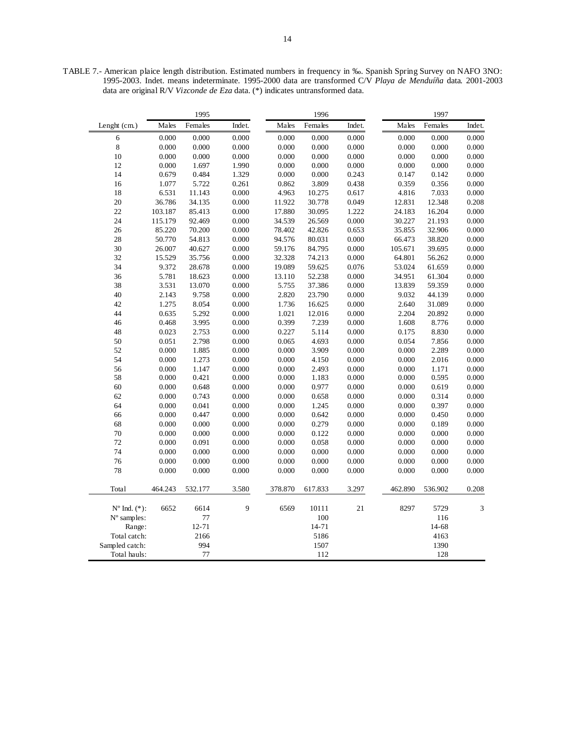TABLE 7.- American plaice length distribution. Estimated numbers in frequency in ‰. Spanish Spring Survey on NAFO 3NO: 1995-2003. Indet. means indeterminate. 1995-2000 data are transformed C/V *Playa de Menduíña* data. 2001-2003 data are original R/V *Vizconde de Eza* data. (*) indicates untransformed data.

| | 1995 | | | 1996 | | | 1997 | | |
|---|---|---|---|---|---|---|---|---|---|
| Lenght (cm.) | Males | Females | Indet. | Males | Females | Indet. | Males | Females | Indet. |
| 6 | 0.000 | 0.000 | 0.000 | 0.000 | 0.000 | 0.000 | 0.000 | 0.000 | 0.000 |
| 8 | 0.000 | 0.000 | 0.000 | 0.000 | 0.000 | 0.000 | 0.000 | 0.000 | 0.000 |
| 10 | 0.000 | 0.000 | 0.000 | 0.000 | 0.000 | 0.000 | 0.000 | 0.000 | 0.000 |
| 12 | 0.000 | 1.697 | 1.990 | 0.000 | 0.000 | 0.000 | 0.000 | 0.000 | 0.000 |
| 14 | 0.679 | 0.484 | 1.329 | 0.000 | 0.000 | 0.243 | 0.147 | 0.142 | 0.000 |
| 16 | 1.077 | 5.722 | 0.261 | 0.862 | 3.809 | 0.438 | 0.359 | 0.356 | 0.000 |
| 18 | 6.531 | 11.143 | 0.000 | 4.963 | 10.275 | 0.617 | 4.816 | 7.033 | 0.000 |
| 20 | 36.786 | 34.135 | 0.000 | 11.922 | 30.778 | 0.049 | 12.831 | 12.348 | 0.208 |
| 22 | 103.187 | 85.413 | 0.000 | 17.880 | 30.095 | 1.222 | 24.183 | 16.204 | 0.000 |
| 24 | 115.179 | 92.469 | 0.000 | 34.539 | 26.569 | 0.000 | 30.227 | 21.193 | 0.000 |
| 26 | 85.220 | 70.200 | 0.000 | 78.402 | 42.826 | 0.653 | 35.855 | 32.906 | 0.000 |
| 28 | 50.770 | 54.813 | 0.000 | 94.576 | 80.031 | 0.000 | 66.473 | 38.820 | 0.000 |
| 30 | 26.007 | 40.627 | 0.000 | 59.176 | 84.795 | 0.000 | 105.671 | 39.695 | 0.000 |
| 32 | 15.529 | 35.756 | 0.000 | 32.328 | 74.213 | 0.000 | 64.801 | 56.262 | 0.000 |
| 34 | 9.372 | 28.678 | 0.000 | 19.089 | 59.625 | 0.076 | 53.024 | 61.659 | 0.000 |
| 36 | 5.781 | 18.623 | 0.000 | 13.110 | 52.238 | 0.000 | 34.951 | 61.304 | 0.000 |
| 38 | 3.531 | 13.070 | 0.000 | 5.755 | 37.386 | 0.000 | 13.839 | 59.359 | 0.000 |
| 40 | 2.143 | 9.758 | 0.000 | 2.820 | 23.790 | 0.000 | 9.032 | 44.139 | 0.000 |
| 42 | 1.275 | 8.054 | 0.000 | 1.736 | 16.625 | 0.000 | 2.640 | 31.089 | 0.000 |
| 44 | 0.635 | 5.292 | 0.000 | 1.021 | 12.016 | 0.000 | 2.204 | 20.892 | 0.000 |
| 46 | 0.468 | 3.995 | 0.000 | 0.399 | 7.239 | 0.000 | 1.608 | 8.776 | 0.000 |
| 48 | 0.023 | 2.753 | 0.000 | 0.227 | 5.114 | 0.000 | 0.175 | 8.830 | 0.000 |
| 50 | 0.051 | 2.798 | 0.000 | 0.065 | 4.693 | 0.000 | 0.054 | 7.856 | 0.000 |
| 52 | 0.000 | 1.885 | 0.000 | 0.000 | 3.909 | 0.000 | 0.000 | 2.289 | 0.000 |
| 54 | 0.000 | 1.273 | 0.000 | 0.000 | 4.150 | 0.000 | 0.000 | 2.016 | 0.000 |
| 56 | 0.000 | 1.147 | 0.000 | 0.000 | 2.493 | 0.000 | 0.000 | 1.171 | 0.000 |
| 58 | 0.000 | 0.421 | 0.000 | 0.000 | 1.183 | 0.000 | 0.000 | 0.595 | 0.000 |
| 60 | 0.000 | 0.648 | 0.000 | 0.000 | 0.977 | 0.000 | 0.000 | 0.619 | 0.000 |
| 62 | 0.000 | 0.743 | 0.000 | 0.000 | 0.658 | 0.000 | 0.000 | 0.314 | 0.000 |
| 64 | 0.000 | 0.041 | 0.000 | 0.000 | 1.245 | 0.000 | 0.000 | 0.397 | 0.000 |
| 66 | 0.000 | 0.447 | 0.000 | 0.000 | 0.642 | 0.000 | 0.000 | 0.450 | 0.000 |
| 68 | 0.000 | 0.000 | 0.000 | 0.000 | 0.279 | 0.000 | 0.000 | 0.189 | 0.000 |
| 70 | 0.000 | 0.000 | 0.000 | 0.000 | 0.122 | 0.000 | 0.000 | 0.000 | 0.000 |
| 72 | 0.000 | 0.091 | 0.000 | 0.000 | 0.058 | 0.000 | 0.000 | 0.000 | 0.000 |
| 74 | 0.000 | 0.000 | 0.000 | 0.000 | 0.000 | 0.000 | 0.000 | 0.000 | 0.000 |
| 76 | 0.000 | 0.000 | 0.000 | 0.000 | 0.000 | 0.000 | 0.000 | 0.000 | 0.000 |
| 78 | 0.000 | 0.000 | 0.000 | 0.000 | 0.000 | 0.000 | 0.000 | 0.000 | 0.000 |
| Total | 464.243 | 532.177 | 3.580 | 378.870 | 617.833 | 3.297 | 462.890 | 536.902 | 0.208 |
| Nº Ind. (*): | 6652 | 6614 | 9 | 6569 | 10111 | 21 | 8297 | 5729 | 3 |
| Nº samples: | | 77 | | | 100 | | | 116 | |
| Range: | | 12-71 | | | 14-71 | | | 14-68 | |
| Total catch: | | 2166 | | | 5186 | | | 4163 | |
| Sampled catch: | | 994 | | | 1507 | | | 1390 | |
| Total hauls: | | 77 | | | 112 | | | 128 | |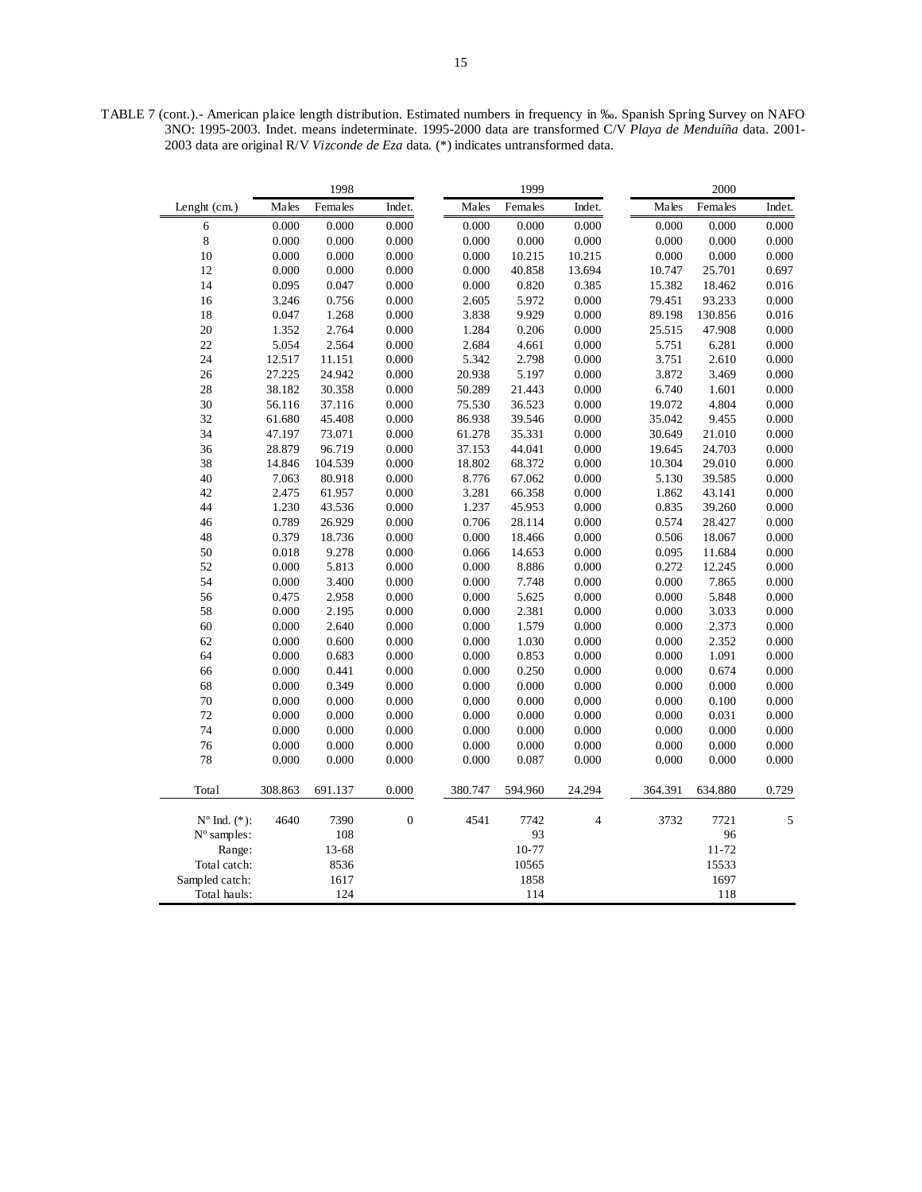TABLE 7 (cont.).- American plaice length distribution. Estimated numbers in frequency in ‰. Spanish Spring Survey on NAFO 3NO: 1995-2003. Indet. means indeterminate. 1995-2000 data are transformed C/V *Playa de Menduíña* data. 2001-2003 data are original R/V *Vizconde de Eza* data. (*) indicates untransformed data.

| | 1998 | | | 1999 | | | 2000 | | |
|---|---|---|---|---|---|---|---|---|---|
| Lenght (cm.) | Males | Females | Indet. | Males | Females | Indet. | Males | Females | Indet. |
| 6 | 0.000 | 0.000 | 0.000 | 0.000 | 0.000 | 0.000 | 0.000 | 0.000 | 0.000 |
| 8 | 0.000 | 0.000 | 0.000 | 0.000 | 0.000 | 0.000 | 0.000 | 0.000 | 0.000 |
| 10 | 0.000 | 0.000 | 0.000 | 0.000 | 10.215 | 10.215 | 0.000 | 0.000 | 0.000 |
| 12 | 0.000 | 0.000 | 0.000 | 0.000 | 40.858 | 13.694 | 10.747 | 25.701 | 0.697 |
| 14 | 0.095 | 0.047 | 0.000 | 0.000 | 0.820 | 0.385 | 15.382 | 18.462 | 0.016 |
| 16 | 3.246 | 0.756 | 0.000 | 2.605 | 5.972 | 0.000 | 79.451 | 93.233 | 0.000 |
| 18 | 0.047 | 1.268 | 0.000 | 3.838 | 9.929 | 0.000 | 89.198 | 130.856 | 0.016 |
| 20 | 1.352 | 2.764 | 0.000 | 1.284 | 0.206 | 0.000 | 25.515 | 47.908 | 0.000 |
| 22 | 5.054 | 2.564 | 0.000 | 2.684 | 4.661 | 0.000 | 5.751 | 6.281 | 0.000 |
| 24 | 12.517 | 11.151 | 0.000 | 5.342 | 2.798 | 0.000 | 3.751 | 2.610 | 0.000 |
| 26 | 27.225 | 24.942 | 0.000 | 20.938 | 5.197 | 0.000 | 3.872 | 3.469 | 0.000 |
| 28 | 38.182 | 30.358 | 0.000 | 50.289 | 21.443 | 0.000 | 6.740 | 1.601 | 0.000 |
| 30 | 56.116 | 37.116 | 0.000 | 75.530 | 36.523 | 0.000 | 19.072 | 4.804 | 0.000 |
| 32 | 61.680 | 45.408 | 0.000 | 86.938 | 39.546 | 0.000 | 35.042 | 9.455 | 0.000 |
| 34 | 47.197 | 73.071 | 0.000 | 61.278 | 35.331 | 0.000 | 30.649 | 21.010 | 0.000 |
| 36 | 28.879 | 96.719 | 0.000 | 37.153 | 44.041 | 0.000 | 19.645 | 24.703 | 0.000 |
| 38 | 14.846 | 104.539 | 0.000 | 18.802 | 68.372 | 0.000 | 10.304 | 29.010 | 0.000 |
| 40 | 7.063 | 80.918 | 0.000 | 8.776 | 67.062 | 0.000 | 5.130 | 39.585 | 0.000 |
| 42 | 2.475 | 61.957 | 0.000 | 3.281 | 66.358 | 0.000 | 1.862 | 43.141 | 0.000 |
| 44 | 1.230 | 43.536 | 0.000 | 1.237 | 45.953 | 0.000 | 0.835 | 39.260 | 0.000 |
| 46 | 0.789 | 26.929 | 0.000 | 0.706 | 28.114 | 0.000 | 0.574 | 28.427 | 0.000 |
| 48 | 0.379 | 18.736 | 0.000 | 0.000 | 18.466 | 0.000 | 0.506 | 18.067 | 0.000 |
| 50 | 0.018 | 9.278 | 0.000 | 0.066 | 14.653 | 0.000 | 0.095 | 11.684 | 0.000 |
| 52 | 0.000 | 5.813 | 0.000 | 0.000 | 8.886 | 0.000 | 0.272 | 12.245 | 0.000 |
| 54 | 0.000 | 3.400 | 0.000 | 0.000 | 7.748 | 0.000 | 0.000 | 7.865 | 0.000 |
| 56 | 0.475 | 2.958 | 0.000 | 0.000 | 5.625 | 0.000 | 0.000 | 5.848 | 0.000 |
| 58 | 0.000 | 2.195 | 0.000 | 0.000 | 2.381 | 0.000 | 0.000 | 3.033 | 0.000 |
| 60 | 0.000 | 2.640 | 0.000 | 0.000 | 1.579 | 0.000 | 0.000 | 2.373 | 0.000 |
| 62 | 0.000 | 0.600 | 0.000 | 0.000 | 1.030 | 0.000 | 0.000 | 2.352 | 0.000 |
| 64 | 0.000 | 0.683 | 0.000 | 0.000 | 0.853 | 0.000 | 0.000 | 1.091 | 0.000 |
| 66 | 0.000 | 0.441 | 0.000 | 0.000 | 0.250 | 0.000 | 0.000 | 0.674 | 0.000 |
| 68 | 0.000 | 0.349 | 0.000 | 0.000 | 0.000 | 0.000 | 0.000 | 0.000 | 0.000 |
| 70 | 0.000 | 0.000 | 0.000 | 0.000 | 0.000 | 0.000 | 0.000 | 0.100 | 0.000 |
| 72 | 0.000 | 0.000 | 0.000 | 0.000 | 0.000 | 0.000 | 0.000 | 0.031 | 0.000 |
| 74 | 0.000 | 0.000 | 0.000 | 0.000 | 0.000 | 0.000 | 0.000 | 0.000 | 0.000 |
| 76 | 0.000 | 0.000 | 0.000 | 0.000 | 0.000 | 0.000 | 0.000 | 0.000 | 0.000 |
| 78 | 0.000 | 0.000 | 0.000 | 0.000 | 0.087 | 0.000 | 0.000 | 0.000 | 0.000 |
| Total | 308.863 | 691.137 | 0.000 | 380.747 | 594.960 | 24.294 | 364.391 | 634.880 | 0.729 |
| Nº Ind. (*): | 4640 | 7390 | 0 | 4541 | 7742 | 4 | 3732 | 7721 | 5 |
| Nº samples: | | 108 | | | 93 | | | 96 | |
| Range: | | 13-68 | | | 10-77 | | | 11-72 | |
| Total catch: | | 8536 | | | 10565 | | | 15533 | |
| Sampled catch: | | 1617 | | | 1858 | | | 1697 | |
| Total hauls: | | 124 | | | 114 | | | 118 | |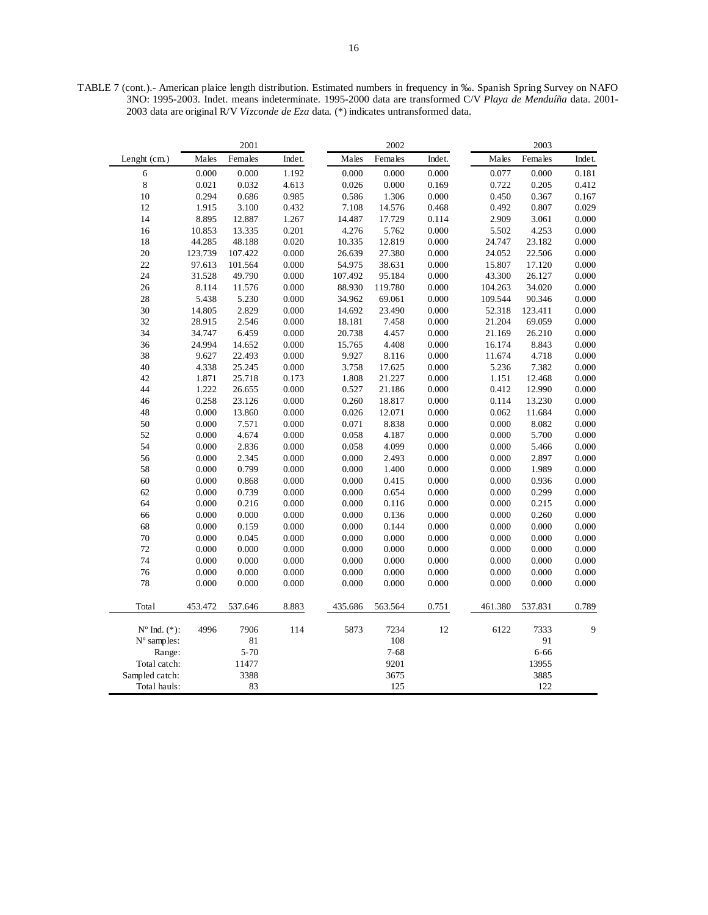TABLE 7 (cont.).- American plaice length distribution. Estimated numbers in frequency in ‰. Spanish Spring Survey on NAFO 3NO: 1995-2003. Indet. means indeterminate. 1995-2000 data are transformed C/V *Playa de Menduíña* data. 2001-2003 data are original R/V *Vizconde de Eza* data. (*) indicates untransformed data.

| | 2001 | | | 2002 | | | 2003 | | |
|---|---|---|---|---|---|---|---|---|---|
| Lenght (cm.) | Males | Females | Indet. | Males | Females | Indet. | Males | Females | Indet. |
| 6 | 0.000 | 0.000 | 1.192 | 0.000 | 0.000 | 0.000 | 0.077 | 0.000 | 0.181 |
| 8 | 0.021 | 0.032 | 4.613 | 0.026 | 0.000 | 0.169 | 0.722 | 0.205 | 0.412 |
| 10 | 0.294 | 0.686 | 0.985 | 0.586 | 1.306 | 0.000 | 0.450 | 0.367 | 0.167 |
| 12 | 1.915 | 3.100 | 0.432 | 7.108 | 14.576 | 0.468 | 0.492 | 0.807 | 0.029 |
| 14 | 8.895 | 12.887 | 1.267 | 14.487 | 17.729 | 0.114 | 2.909 | 3.061 | 0.000 |
| 16 | 10.853 | 13.335 | 0.201 | 4.276 | 5.762 | 0.000 | 5.502 | 4.253 | 0.000 |
| 18 | 44.285 | 48.188 | 0.020 | 10.335 | 12.819 | 0.000 | 24.747 | 23.182 | 0.000 |
| 20 | 123.739 | 107.422 | 0.000 | 26.639 | 27.380 | 0.000 | 24.052 | 22.506 | 0.000 |
| 22 | 97.613 | 101.564 | 0.000 | 54.975 | 38.631 | 0.000 | 15.807 | 17.120 | 0.000 |
| 24 | 31.528 | 49.790 | 0.000 | 107.492 | 95.184 | 0.000 | 43.300 | 26.127 | 0.000 |
| 26 | 8.114 | 11.576 | 0.000 | 88.930 | 119.780 | 0.000 | 104.263 | 34.020 | 0.000 |
| 28 | 5.438 | 5.230 | 0.000 | 34.962 | 69.061 | 0.000 | 109.544 | 90.346 | 0.000 |
| 30 | 14.805 | 2.829 | 0.000 | 14.692 | 23.490 | 0.000 | 52.318 | 123.411 | 0.000 |
| 32 | 28.915 | 2.546 | 0.000 | 18.181 | 7.458 | 0.000 | 21.204 | 69.059 | 0.000 |
| 34 | 34.747 | 6.459 | 0.000 | 20.738 | 4.457 | 0.000 | 21.169 | 26.210 | 0.000 |
| 36 | 24.994 | 14.652 | 0.000 | 15.765 | 4.408 | 0.000 | 16.174 | 8.843 | 0.000 |
| 38 | 9.627 | 22.493 | 0.000 | 9.927 | 8.116 | 0.000 | 11.674 | 4.718 | 0.000 |
| 40 | 4.338 | 25.245 | 0.000 | 3.758 | 17.625 | 0.000 | 5.236 | 7.382 | 0.000 |
| 42 | 1.871 | 25.718 | 0.173 | 1.808 | 21.227 | 0.000 | 1.151 | 12.468 | 0.000 |
| 44 | 1.222 | 26.655 | 0.000 | 0.527 | 21.186 | 0.000 | 0.412 | 12.990 | 0.000 |
| 46 | 0.258 | 23.126 | 0.000 | 0.260 | 18.817 | 0.000 | 0.114 | 13.230 | 0.000 |
| 48 | 0.000 | 13.860 | 0.000 | 0.026 | 12.071 | 0.000 | 0.062 | 11.684 | 0.000 |
| 50 | 0.000 | 7.571 | 0.000 | 0.071 | 8.838 | 0.000 | 0.000 | 8.082 | 0.000 |
| 52 | 0.000 | 4.674 | 0.000 | 0.058 | 4.187 | 0.000 | 0.000 | 5.700 | 0.000 |
| 54 | 0.000 | 2.836 | 0.000 | 0.058 | 4.099 | 0.000 | 0.000 | 5.466 | 0.000 |
| 56 | 0.000 | 2.345 | 0.000 | 0.000 | 2.493 | 0.000 | 0.000 | 2.897 | 0.000 |
| 58 | 0.000 | 0.799 | 0.000 | 0.000 | 1.400 | 0.000 | 0.000 | 1.989 | 0.000 |
| 60 | 0.000 | 0.868 | 0.000 | 0.000 | 0.415 | 0.000 | 0.000 | 0.936 | 0.000 |
| 62 | 0.000 | 0.739 | 0.000 | 0.000 | 0.654 | 0.000 | 0.000 | 0.299 | 0.000 |
| 64 | 0.000 | 0.216 | 0.000 | 0.000 | 0.116 | 0.000 | 0.000 | 0.215 | 0.000 |
| 66 | 0.000 | 0.000 | 0.000 | 0.000 | 0.136 | 0.000 | 0.000 | 0.260 | 0.000 |
| 68 | 0.000 | 0.159 | 0.000 | 0.000 | 0.144 | 0.000 | 0.000 | 0.000 | 0.000 |
| 70 | 0.000 | 0.045 | 0.000 | 0.000 | 0.000 | 0.000 | 0.000 | 0.000 | 0.000 |
| 72 | 0.000 | 0.000 | 0.000 | 0.000 | 0.000 | 0.000 | 0.000 | 0.000 | 0.000 |
| 74 | 0.000 | 0.000 | 0.000 | 0.000 | 0.000 | 0.000 | 0.000 | 0.000 | 0.000 |
| 76 | 0.000 | 0.000 | 0.000 | 0.000 | 0.000 | 0.000 | 0.000 | 0.000 | 0.000 |
| 78 | 0.000 | 0.000 | 0.000 | 0.000 | 0.000 | 0.000 | 0.000 | 0.000 | 0.000 |
| Total | 453.472 | 537.646 | 8.883 | 435.686 | 563.564 | 0.751 | 461.380 | 537.831 | 0.789 |
| Nº Ind. (*): | 4996 | 7906 | 114 | 5873 | 7234 | 12 | 6122 | 7333 | 9 |
| Nº samples: | | 81 | | | 108 | | | 91 | |
| Range: | | 5-70 | | | 7-68 | | | 6-66 | |
| Total catch: | | 11477 | | | 9201 | | | 13955 | |
| Sampled catch: | | 3388 | | | 3675 | | | 3885 | |
| Total hauls: | | 83 | | | 125 | | | 122 | |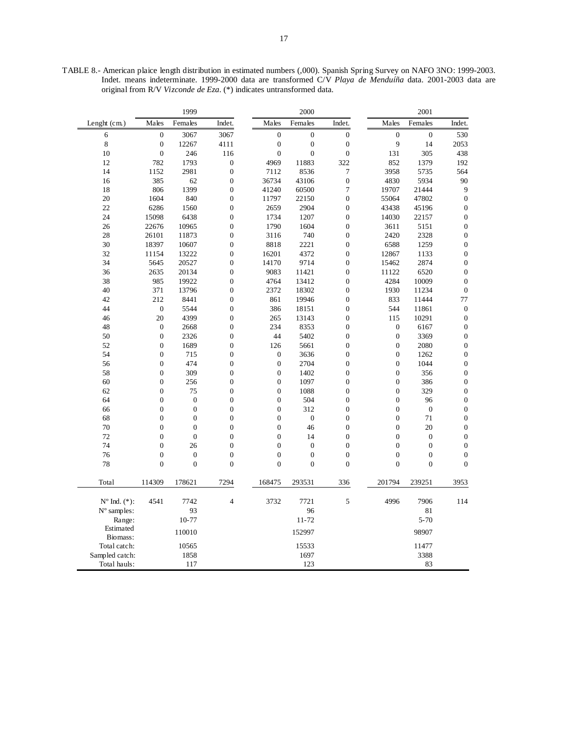TABLE 8.- American plaice length distribution in estimated numbers (,000). Spanish Spring Survey on NAFO 3NO: 1999-2003. Indet. means indeterminate. 1999-2000 data are transformed C/V *Playa de Menduíña* data. 2001-2003 data are original from R/V *Vizconde de Eza*. (*) indicates untransformed data.

| | 1999 | | | 2000 | | | 2001 | | |
|---|---|---|---|---|---|---|---|---|---|
| Lenght (cm.) | Males | Females | Indet. | Males | Females | Indet. | Males | Females | Indet. |
| 6 | 0 | 3067 | 3067 | 0 | 0 | 0 | 0 | 0 | 530 |
| 8 | 0 | 12267 | 4111 | 0 | 0 | 0 | 9 | 14 | 2053 |
| 10 | 0 | 246 | 116 | 0 | 0 | 0 | 131 | 305 | 438 |
| 12 | 782 | 1793 | 0 | 4969 | 11883 | 322 | 852 | 1379 | 192 |
| 14 | 1152 | 2981 | 0 | 7112 | 8536 | 7 | 3958 | 5735 | 564 |
| 16 | 385 | 62 | 0 | 36734 | 43106 | 0 | 4830 | 5934 | 90 |
| 18 | 806 | 1399 | 0 | 41240 | 60500 | 7 | 19707 | 21444 | 9 |
| 20 | 1604 | 840 | 0 | 11797 | 22150 | 0 | 55064 | 47802 | 0 |
| 22 | 6286 | 1560 | 0 | 2659 | 2904 | 0 | 43438 | 45196 | 0 |
| 24 | 15098 | 6438 | 0 | 1734 | 1207 | 0 | 14030 | 22157 | 0 |
| 26 | 22676 | 10965 | 0 | 1790 | 1604 | 0 | 3611 | 5151 | 0 |
| 28 | 26101 | 11873 | 0 | 3116 | 740 | 0 | 2420 | 2328 | 0 |
| 30 | 18397 | 10607 | 0 | 8818 | 2221 | 0 | 6588 | 1259 | 0 |
| 32 | 11154 | 13222 | 0 | 16201 | 4372 | 0 | 12867 | 1133 | 0 |
| 34 | 5645 | 20527 | 0 | 14170 | 9714 | 0 | 15462 | 2874 | 0 |
| 36 | 2635 | 20134 | 0 | 9083 | 11421 | 0 | 11122 | 6520 | 0 |
| 38 | 985 | 19922 | 0 | 4764 | 13412 | 0 | 4284 | 10009 | 0 |
| 40 | 371 | 13796 | 0 | 2372 | 18302 | 0 | 1930 | 11234 | 0 |
| 42 | 212 | 8441 | 0 | 861 | 19946 | 0 | 833 | 11444 | 77 |
| 44 | 0 | 5544 | 0 | 386 | 18151 | 0 | 544 | 11861 | 0 |
| 46 | 20 | 4399 | 0 | 265 | 13143 | 0 | 115 | 10291 | 0 |
| 48 | 0 | 2668 | 0 | 234 | 8353 | 0 | 0 | 6167 | 0 |
| 50 | 0 | 2326 | 0 | 44 | 5402 | 0 | 0 | 3369 | 0 |
| 52 | 0 | 1689 | 0 | 126 | 5661 | 0 | 0 | 2080 | 0 |
| 54 | 0 | 715 | 0 | 0 | 3636 | 0 | 0 | 1262 | 0 |
| 56 | 0 | 474 | 0 | 0 | 2704 | 0 | 0 | 1044 | 0 |
| 58 | 0 | 309 | 0 | 0 | 1402 | 0 | 0 | 356 | 0 |
| 60 | 0 | 256 | 0 | 0 | 1097 | 0 | 0 | 386 | 0 |
| 62 | 0 | 75 | 0 | 0 | 1088 | 0 | 0 | 329 | 0 |
| 64 | 0 | 0 | 0 | 0 | 504 | 0 | 0 | 96 | 0 |
| 66 | 0 | 0 | 0 | 0 | 312 | 0 | 0 | 0 | 0 |
| 68 | 0 | 0 | 0 | 0 | 0 | 0 | 0 | 71 | 0 |
| 70 | 0 | 0 | 0 | 0 | 46 | 0 | 0 | 20 | 0 |
| 72 | 0 | 0 | 0 | 0 | 14 | 0 | 0 | 0 | 0 |
| 74 | 0 | 26 | 0 | 0 | 0 | 0 | 0 | 0 | 0 |
| 76 | 0 | 0 | 0 | 0 | 0 | 0 | 0 | 0 | 0 |
| 78 | 0 | 0 | 0 | 0 | 0 | 0 | 0 | 0 | 0 |
| Total | 114309 | 178621 | 7294 | 168475 | 293531 | 336 | 201794 | 239251 | 3953 |
| Nº Ind. (*): | 4541 | 7742 | 4 | 3732 | 7721 | 5 | 4996 | 7906 | 114 |
| Nº samples: | | 93 | | | 96 | | | 81 | |
| Range: | | 10-77 | | | 11-72 | | | 5-70 | |
| Estimated Biomass: | | 110010 | | | 152997 | | | 98907 | |
| Total catch: | | 10565 | | | 15533 | | | 11477 | |
| Sampled catch: | | 1858 | | | 1697 | | | 3388 | |
| Total hauls: | | 117 | | | 123 | | | 83 | |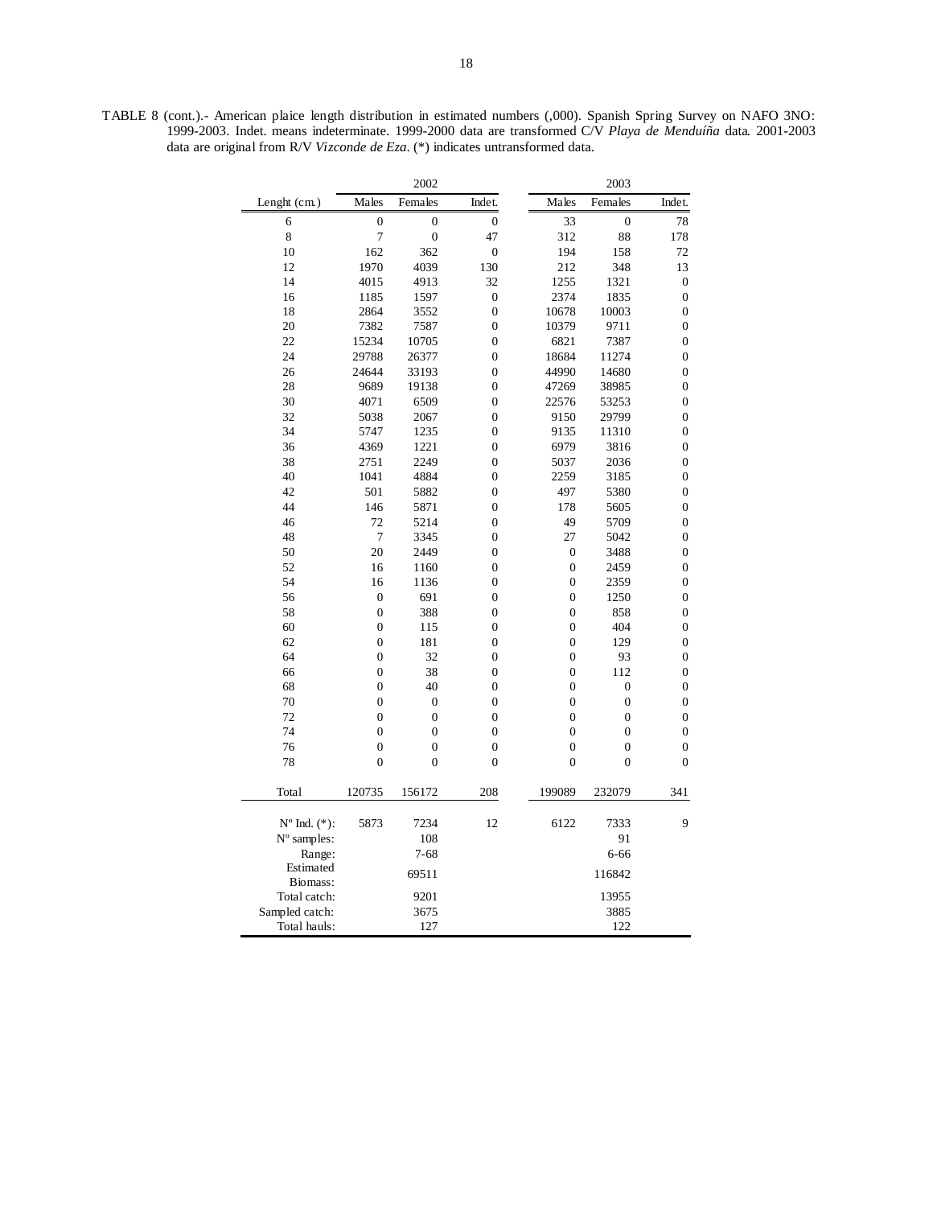TABLE 8 (cont.).- American plaice length distribution in estimated numbers (,000). Spanish Spring Survey on NAFO 3NO: 1999-2003. Indet. means indeterminate. 1999-2000 data are transformed C/V *Playa de Menduíña* data. 2001-2003 data are original from R/V *Vizconde de Eza*. (*) indicates untransformed data.

| | 2002 | | | 2003 | | |
|---|---|---|---|---|---|---|
| Lenght (cm.) | Males | Females | Indet. | Males | Females | Indet. |
| 6 | 0 | 0 | 0 | 33 | 0 | 78 |
| 8 | 7 | 0 | 47 | 312 | 88 | 178 |
| 10 | 162 | 362 | 0 | 194 | 158 | 72 |
| 12 | 1970 | 4039 | 130 | 212 | 348 | 13 |
| 14 | 4015 | 4913 | 32 | 1255 | 1321 | 0 |
| 16 | 1185 | 1597 | 0 | 2374 | 1835 | 0 |
| 18 | 2864 | 3552 | 0 | 10678 | 10003 | 0 |
| 20 | 7382 | 7587 | 0 | 10379 | 9711 | 0 |
| 22 | 15234 | 10705 | 0 | 6821 | 7387 | 0 |
| 24 | 29788 | 26377 | 0 | 18684 | 11274 | 0 |
| 26 | 24644 | 33193 | 0 | 44990 | 14680 | 0 |
| 28 | 9689 | 19138 | 0 | 47269 | 38985 | 0 |
| 30 | 4071 | 6509 | 0 | 22576 | 53253 | 0 |
| 32 | 5038 | 2067 | 0 | 9150 | 29799 | 0 |
| 34 | 5747 | 1235 | 0 | 9135 | 11310 | 0 |
| 36 | 4369 | 1221 | 0 | 6979 | 3816 | 0 |
| 38 | 2751 | 2249 | 0 | 5037 | 2036 | 0 |
| 40 | 1041 | 4884 | 0 | 2259 | 3185 | 0 |
| 42 | 501 | 5882 | 0 | 497 | 5380 | 0 |
| 44 | 146 | 5871 | 0 | 178 | 5605 | 0 |
| 46 | 72 | 5214 | 0 | 49 | 5709 | 0 |
| 48 | 7 | 3345 | 0 | 27 | 5042 | 0 |
| 50 | 20 | 2449 | 0 | 0 | 3488 | 0 |
| 52 | 16 | 1160 | 0 | 0 | 2459 | 0 |
| 54 | 16 | 1136 | 0 | 0 | 2359 | 0 |
| 56 | 0 | 691 | 0 | 0 | 1250 | 0 |
| 58 | 0 | 388 | 0 | 0 | 858 | 0 |
| 60 | 0 | 115 | 0 | 0 | 404 | 0 |
| 62 | 0 | 181 | 0 | 0 | 129 | 0 |
| 64 | 0 | 32 | 0 | 0 | 93 | 0 |
| 66 | 0 | 38 | 0 | 0 | 112 | 0 |
| 68 | 0 | 40 | 0 | 0 | 0 | 0 |
| 70 | 0 | 0 | 0 | 0 | 0 | 0 |
| 72 | 0 | 0 | 0 | 0 | 0 | 0 |
| 74 | 0 | 0 | 0 | 0 | 0 | 0 |
| 76 | 0 | 0 | 0 | 0 | 0 | 0 |
| 78 | 0 | 0 | 0 | 0 | 0 | 0 |
| Total | 120735 | 156172 | 208 | 199089 | 232079 | 341 |
| Nº Ind. (*): | 5873 | 7234 | 12 | 6122 | 7333 | 9 |
| Nº samples: | | 108 | | | 91 | |
| Range: | | 7-68 | | | 6-66 | |
| Estimated Biomass: | | 69511 | | | 116842 | |
| Total catch: | | 9201 | | | 13955 | |
| Sampled catch: | | 3675 | | | 3885 | |
| Total hauls: | | 127 | | | 122 | |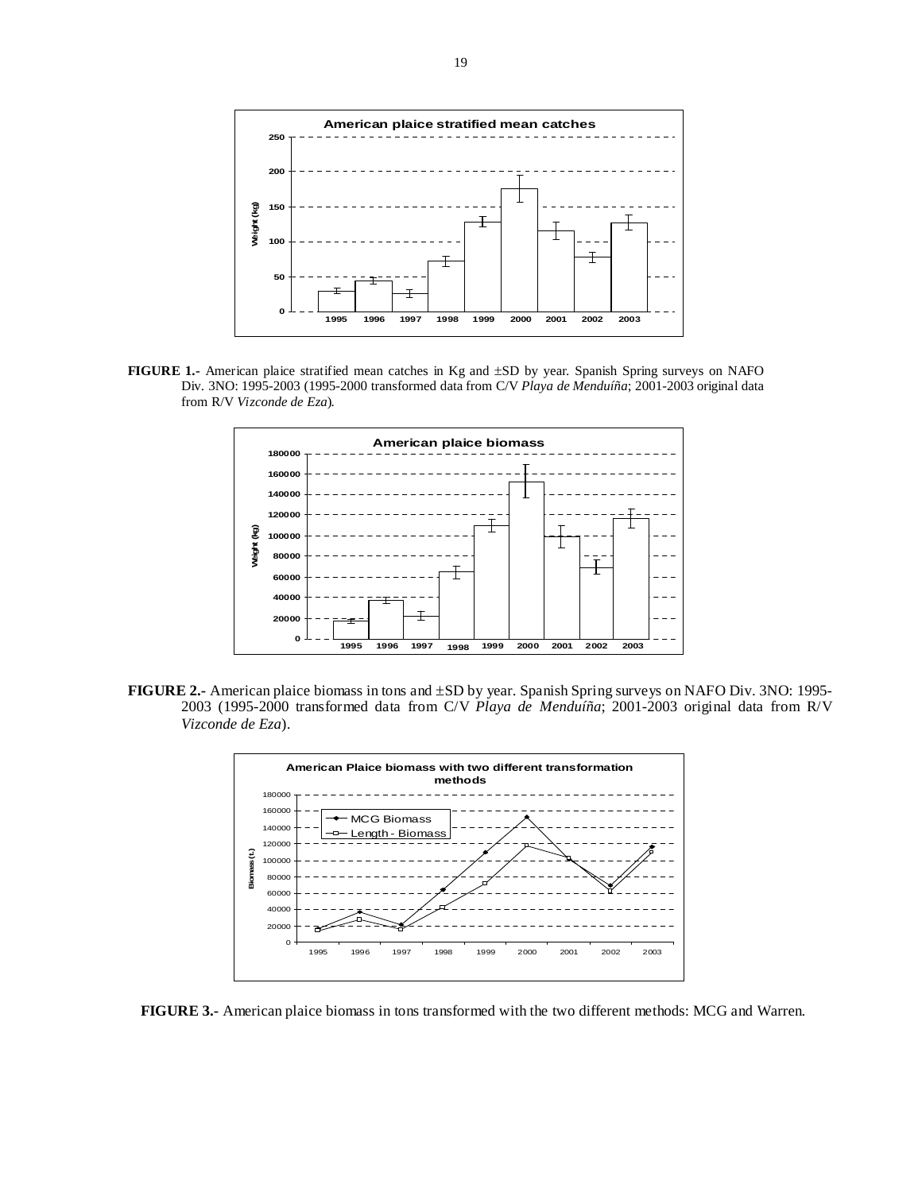**FIGURE 1.-** American plaice stratified mean catches in Kg and ±SD by year. Spanish Spring surveys on NAFO Div. 3NO: 1995-2003 (1995-2000 transformed data from C/V *Playa de Menduíña*; 2001-2003 original data from R/V *Vizconde de Eza*).

**FIGURE 2.-** American plaice biomass in tons and ±SD by year. Spanish Spring surveys on NAFO Div. 3NO: 1995-2003 (1995-2000 transformed data from C/V *Playa de Menduíña*; 2001-2003 original data from R/V *Vizconde de Eza*).

**FIGURE 3.-** American plaice biomass in tons transformed with the two different methods: MCG and Warren.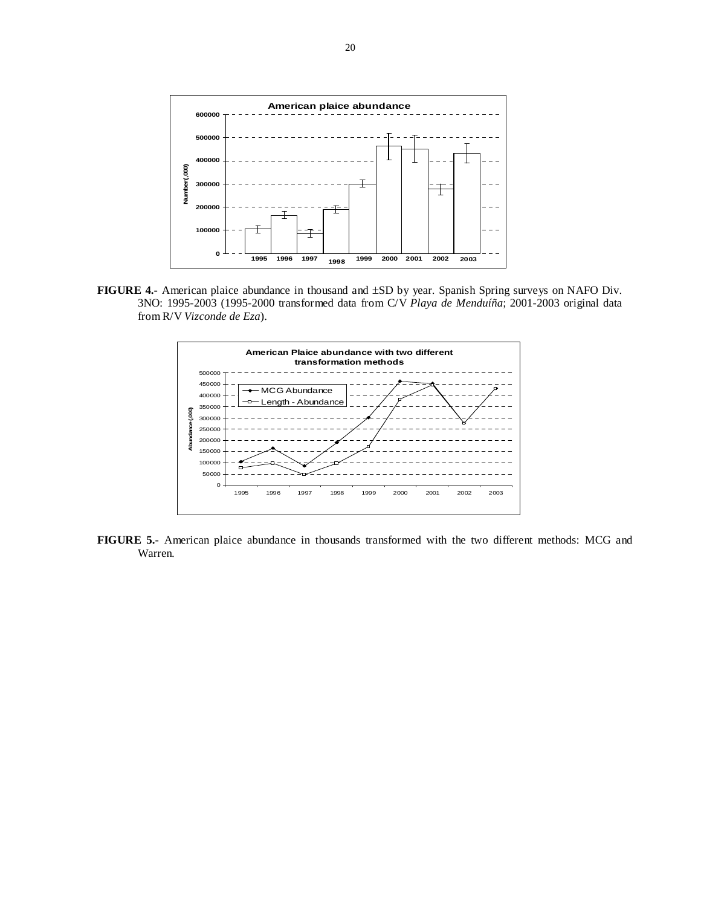**FIGURE 4.-** American plaice abundance in thousand and ±SD by year. Spanish Spring surveys on NAFO Div. 3NO: 1995-2003 (1995-2000 transformed data from C/V *Playa de Menduíña*; 2001-2003 original data from R/V *Vizconde de Eza*).

**FIGURE 5.-** American plaice abundance in thousands transformed with the two different methods: MCG and Warren.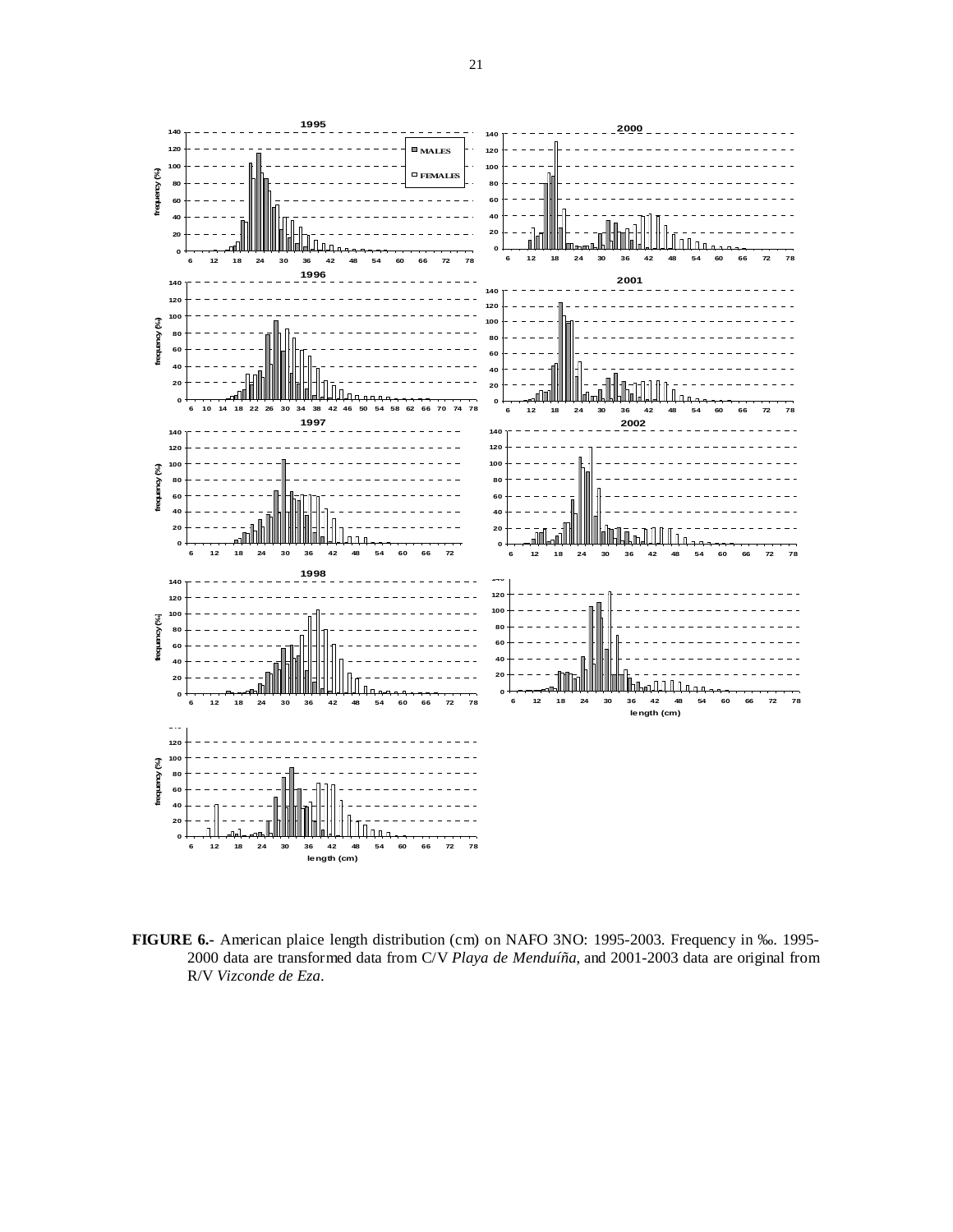**FIGURE 6.-** American plaice length distribution (cm) on NAFO 3NO: 1995-2003. Frequency in ‰. 1995-2000 data are transformed data from C/V *Playa de Menduíña*, and 2001-2003 data are original from R/V *Vizconde de Eza*.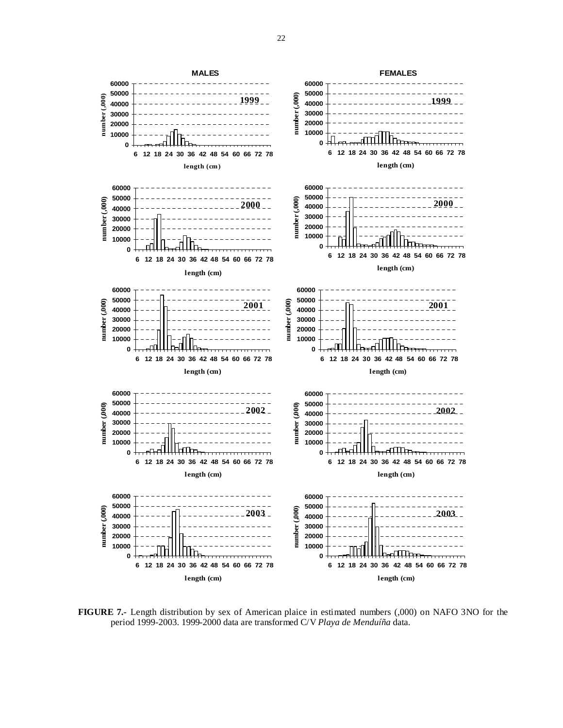MALES

FEMALES

60000
50000
40000
30000
20000
10000
0

number (,000)

1999

6 12 18 24 30 36 42 48 54 60 66 72 78

length (cm)

2000

2001

2002

2003

**FIGURE 7.-** Length distribution by sex of American plaice in estimated numbers (,000) on NAFO 3NO for the period 1999-2003. 1999-2000 data are transformed C/V *Playa de Menduíña* data.